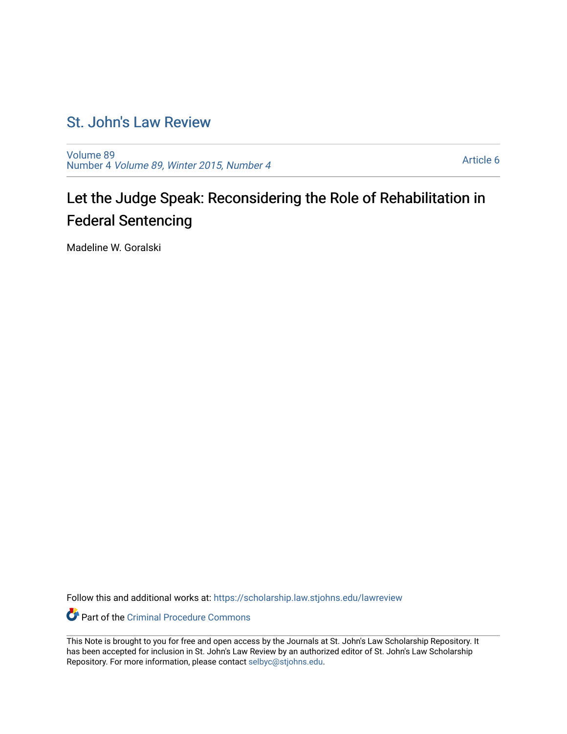# St. John's Law Review

Volume 89
Number 4 *Volume 89, Winter 2015, Number 4*

Article 6

## Let the Judge Speak: Reconsidering the Role of Rehabilitation in Federal Sentencing

Madeline W. Goralski

Follow this and additional works at: https://scholarship.law.stjohns.edu/lawreview

Part of the Criminal Procedure Commons

This Note is brought to you for free and open access by the Journals at St. John's Law Scholarship Repository. It has been accepted for inclusion in St. John's Law Review by an authorized editor of St. John's Law Scholarship Repository. For more information, please contact selbyc@stjohns.edu.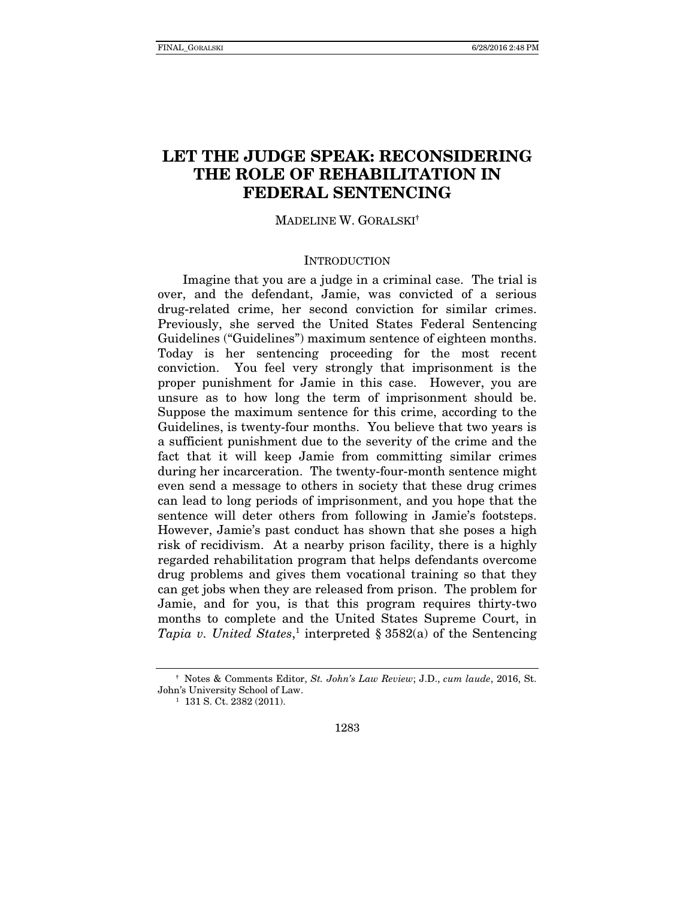# LET THE JUDGE SPEAK: RECONSIDERING THE ROLE OF REHABILITATION IN FEDERAL SENTENCING

MADELINE W. GORALSKI[†]

## INTRODUCTION

Imagine that you are a judge in a criminal case. The trial is over, and the defendant, Jamie, was convicted of a serious drug-related crime, her second conviction for similar crimes. Previously, she served the United States Federal Sentencing Guidelines ("Guidelines") maximum sentence of eighteen months. Today is her sentencing proceeding for the most recent conviction. You feel very strongly that imprisonment is the proper punishment for Jamie in this case. However, you are unsure as to how long the term of imprisonment should be. Suppose the maximum sentence for this crime, according to the Guidelines, is twenty-four months. You believe that two years is a sufficient punishment due to the severity of the crime and the fact that it will keep Jamie from committing similar crimes during her incarceration. The twenty-four-month sentence might even send a message to others in society that these drug crimes can lead to long periods of imprisonment, and you hope that the sentence will deter others from following in Jamie's footsteps. However, Jamie's past conduct has shown that she poses a high risk of recidivism. At a nearby prison facility, there is a highly regarded rehabilitation program that helps defendants overcome drug problems and gives them vocational training so that they can get jobs when they are released from prison. The problem for Jamie, and for you, is that this program requires thirty-two months to complete and the United States Supreme Court, in *Tapia v. United States*,[1] interpreted § 3582(a) of the Sentencing

---

[†] Notes & Comments Editor, *St. John's Law Review*; J.D., *cum laude*, 2016, St. John's University School of Law.

[1] 131 S. Ct. 2382 (2011).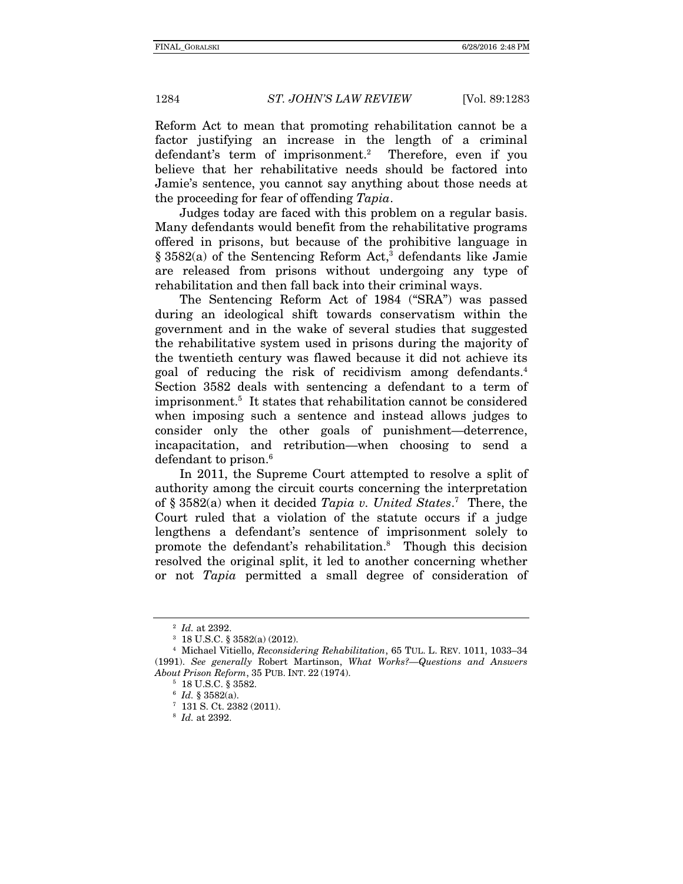Reform Act to mean that promoting rehabilitation cannot be a factor justifying an increase in the length of a criminal defendant's term of imprisonment.[2] Therefore, even if you believe that her rehabilitative needs should be factored into Jamie's sentence, you cannot say anything about those needs at the proceeding for fear of offending *Tapia*.

Judges today are faced with this problem on a regular basis. Many defendants would benefit from the rehabilitative programs offered in prisons, but because of the prohibitive language in § 3582(a) of the Sentencing Reform Act,[3] defendants like Jamie are released from prisons without undergoing any type of rehabilitation and then fall back into their criminal ways.

The Sentencing Reform Act of 1984 ("SRA") was passed during an ideological shift towards conservatism within the government and in the wake of several studies that suggested the rehabilitative system used in prisons during the majority of the twentieth century was flawed because it did not achieve its goal of reducing the risk of recidivism among defendants.[4] Section 3582 deals with sentencing a defendant to a term of imprisonment.[5] It states that rehabilitation cannot be considered when imposing such a sentence and instead allows judges to consider only the other goals of punishment—deterrence, incapacitation, and retribution—when choosing to send a defendant to prison.[6]

In 2011, the Supreme Court attempted to resolve a split of authority among the circuit courts concerning the interpretation of § 3582(a) when it decided *Tapia v. United States*.[7] There, the Court ruled that a violation of the statute occurs if a judge lengthens a defendant's sentence of imprisonment solely to promote the defendant's rehabilitation.[8] Though this decision resolved the original split, it led to another concerning whether or not *Tapia* permitted a small degree of consideration of

---

[2] *Id.* at 2392.

[3] 18 U.S.C. § 3582(a) (2012).

[4] Michael Vitiello, *Reconsidering Rehabilitation*, 65 TUL. L. REV. 1011, 1033–34 (1991). *See generally* Robert Martinson, *What Works?—Questions and Answers About Prison Reform*, 35 PUB. INT. 22 (1974).

[5] 18 U.S.C. § 3582.

[6] *Id.* § 3582(a).

[7] 131 S. Ct. 2382 (2011).

[8] *Id.* at 2392.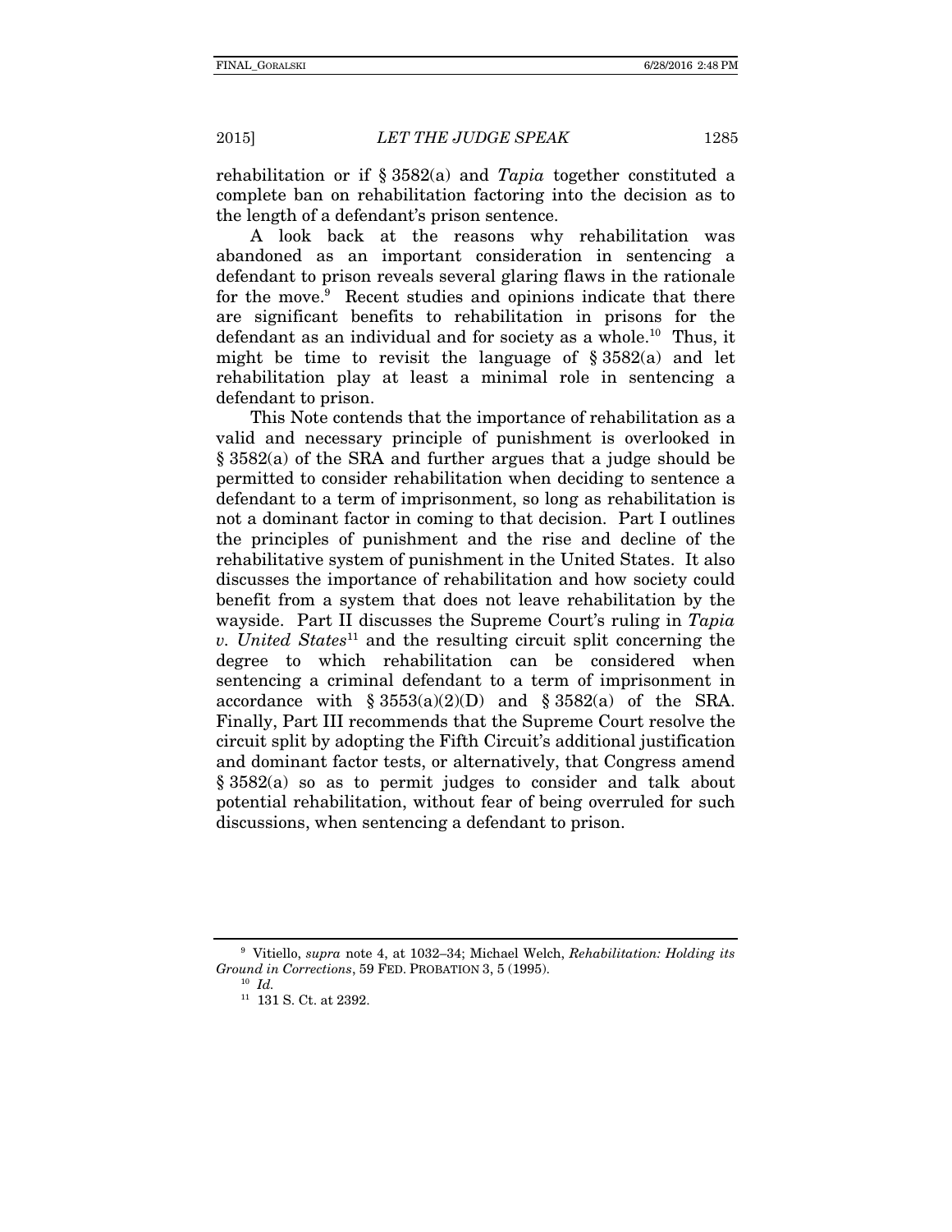rehabilitation or if § 3582(a) and *Tapia* together constituted a complete ban on rehabilitation factoring into the decision as to the length of a defendant's prison sentence.

A look back at the reasons why rehabilitation was abandoned as an important consideration in sentencing a defendant to prison reveals several glaring flaws in the rationale for the move.[9] Recent studies and opinions indicate that there are significant benefits to rehabilitation in prisons for the defendant as an individual and for society as a whole.[10] Thus, it might be time to revisit the language of § 3582(a) and let rehabilitation play at least a minimal role in sentencing a defendant to prison.

This Note contends that the importance of rehabilitation as a valid and necessary principle of punishment is overlooked in § 3582(a) of the SRA and further argues that a judge should be permitted to consider rehabilitation when deciding to sentence a defendant to a term of imprisonment, so long as rehabilitation is not a dominant factor in coming to that decision. Part I outlines the principles of punishment and the rise and decline of the rehabilitative system of punishment in the United States. It also discusses the importance of rehabilitation and how society could benefit from a system that does not leave rehabilitation by the wayside. Part II discusses the Supreme Court's ruling in *Tapia v. United States*[11] and the resulting circuit split concerning the degree to which rehabilitation can be considered when sentencing a criminal defendant to a term of imprisonment in accordance with § 3553(a)(2)(D) and § 3582(a) of the SRA. Finally, Part III recommends that the Supreme Court resolve the circuit split by adopting the Fifth Circuit's additional justification and dominant factor tests, or alternatively, that Congress amend § 3582(a) so as to permit judges to consider and talk about potential rehabilitation, without fear of being overruled for such discussions, when sentencing a defendant to prison.

---

[9] Vitiello, *supra* note 4, at 1032–34; Michael Welch, *Rehabilitation: Holding its Ground in Corrections*, 59 FED. PROBATION 3, 5 (1995).

[10] *Id.*

[11] 131 S. Ct. at 2392.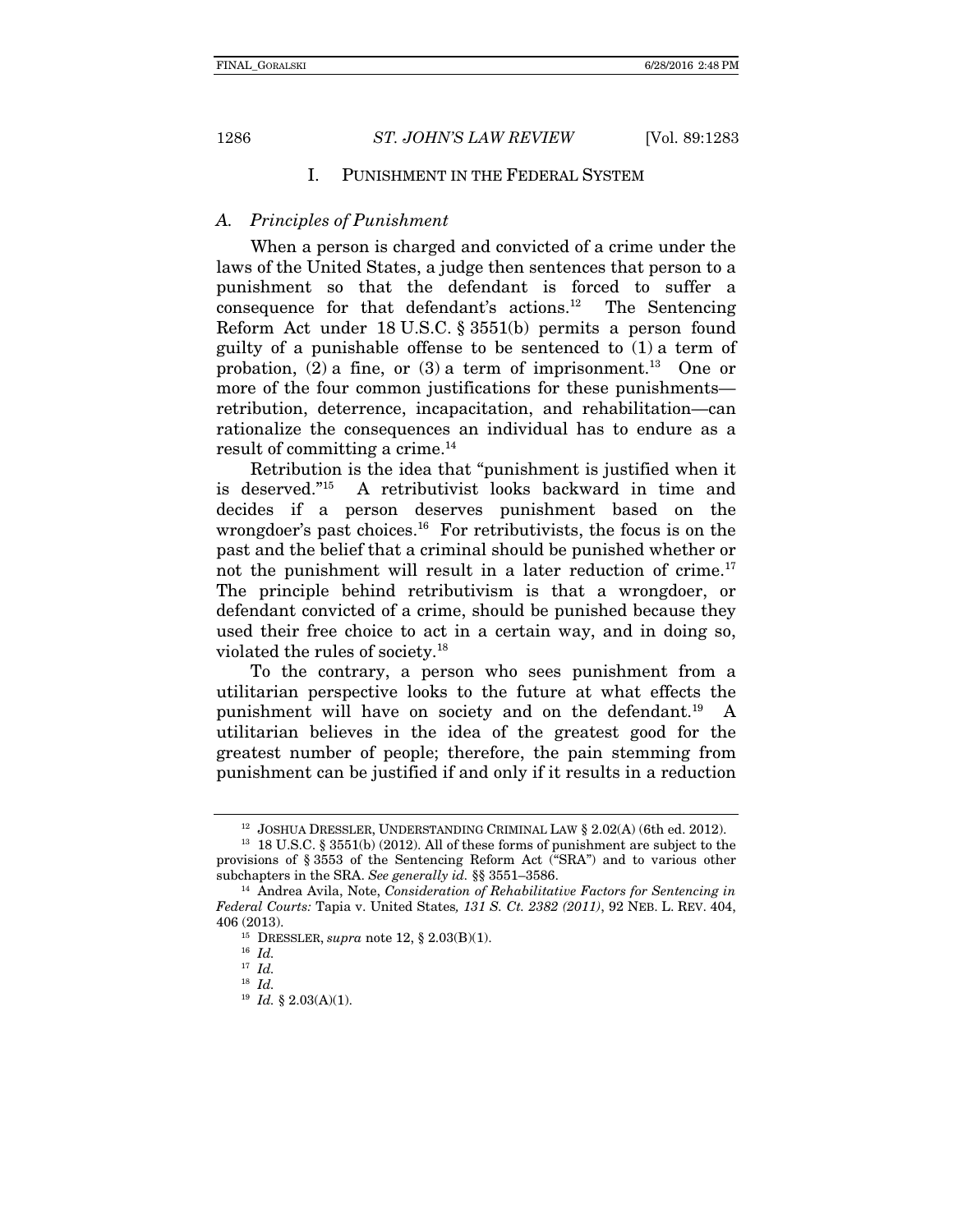## I. PUNISHMENT IN THE FEDERAL SYSTEM

### A. *Principles of Punishment*

When a person is charged and convicted of a crime under the laws of the United States, a judge then sentences that person to a punishment so that the defendant is forced to suffer a consequence for that defendant's actions.[12] The Sentencing Reform Act under 18 U.S.C. § 3551(b) permits a person found guilty of a punishable offense to be sentenced to (1) a term of probation, (2) a fine, or (3) a term of imprisonment.[13] One or more of the four common justifications for these punishments—retribution, deterrence, incapacitation, and rehabilitation—can rationalize the consequences an individual has to endure as a result of committing a crime.[14]

Retribution is the idea that "punishment is justified when it is deserved."[15] A retributivist looks backward in time and decides if a person deserves punishment based on the wrongdoer's past choices.[16] For retributivists, the focus is on the past and the belief that a criminal should be punished whether or not the punishment will result in a later reduction of crime.[17] The principle behind retributivism is that a wrongdoer, or defendant convicted of a crime, should be punished because they used their free choice to act in a certain way, and in doing so, violated the rules of society.[18]

To the contrary, a person who sees punishment from a utilitarian perspective looks to the future at what effects the punishment will have on society and on the defendant.[19] A utilitarian believes in the idea of the greatest good for the greatest number of people; therefore, the pain stemming from punishment can be justified if and only if it results in a reduction

---

[12] JOSHUA DRESSLER, UNDERSTANDING CRIMINAL LAW § 2.02(A) (6th ed. 2012).

[13] 18 U.S.C. § 3551(b) (2012). All of these forms of punishment are subject to the provisions of § 3553 of the Sentencing Reform Act ("SRA") and to various other subchapters in the SRA. *See generally id.* §§ 3551–3586.

[14] Andrea Avila, Note, *Consideration of Rehabilitative Factors for Sentencing in Federal Courts:* Tapia v. United States*, 131 S. Ct. 2382 (2011)*, 92 NEB. L. REV. 404, 406 (2013).

[15] DRESSLER, *supra* note 12, § 2.03(B)(1).

[16] *Id.*

[17] *Id.*

[18] *Id.*

[19] *Id.* § 2.03(A)(1).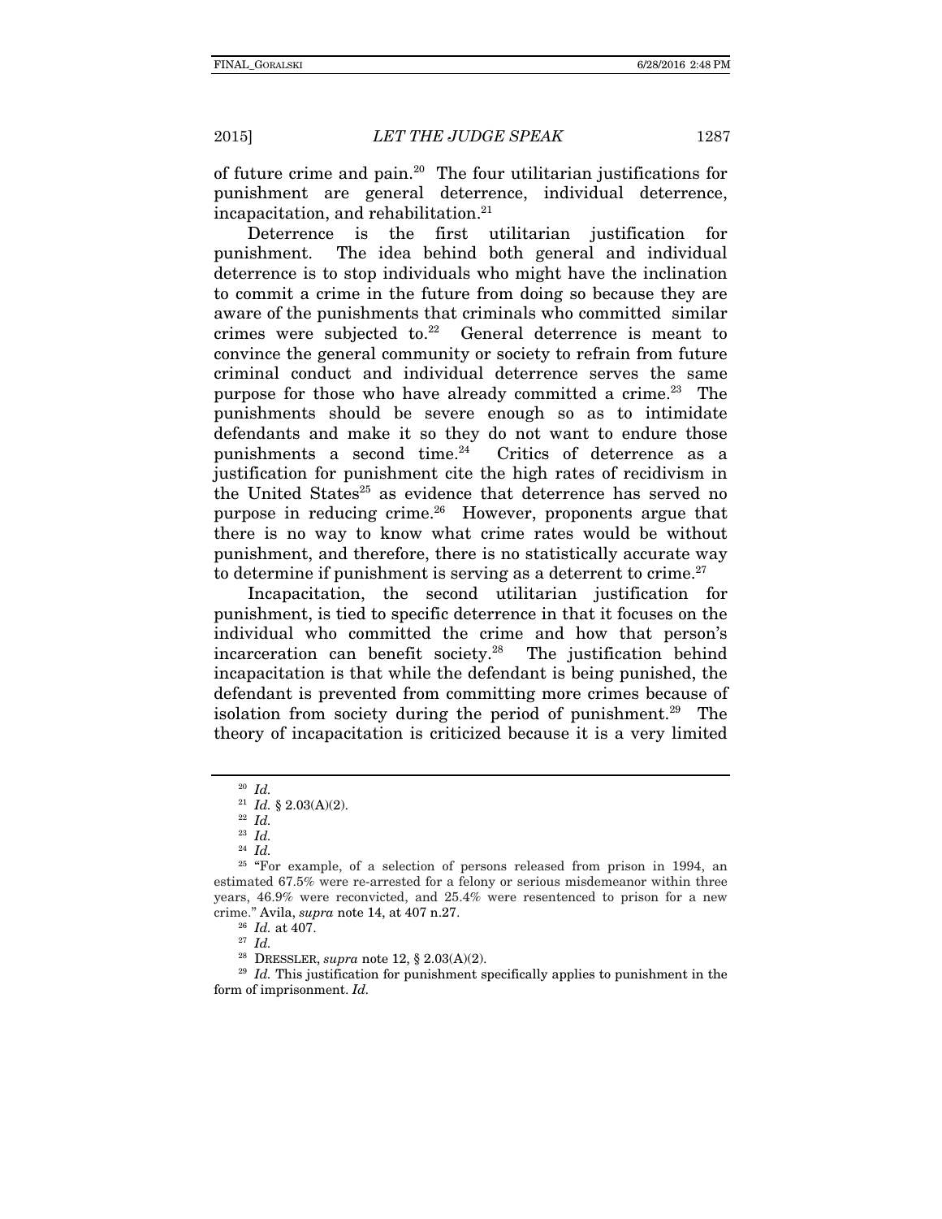of future crime and pain.[20] The four utilitarian justifications for punishment are general deterrence, individual deterrence, incapacitation, and rehabilitation.[21]

Deterrence is the first utilitarian justification for punishment. The idea behind both general and individual deterrence is to stop individuals who might have the inclination to commit a crime in the future from doing so because they are aware of the punishments that criminals who committed similar crimes were subjected to.[22] General deterrence is meant to convince the general community or society to refrain from future criminal conduct and individual deterrence serves the same purpose for those who have already committed a crime.[23] The punishments should be severe enough so as to intimidate defendants and make it so they do not want to endure those punishments a second time.[24] Critics of deterrence as a justification for punishment cite the high rates of recidivism in the United States[25] as evidence that deterrence has served no purpose in reducing crime.[26] However, proponents argue that there is no way to know what crime rates would be without punishment, and therefore, there is no statistically accurate way to determine if punishment is serving as a deterrent to crime.[27]

Incapacitation, the second utilitarian justification for punishment, is tied to specific deterrence in that it focuses on the individual who committed the crime and how that person's incarceration can benefit society.[28] The justification behind incapacitation is that while the defendant is being punished, the defendant is prevented from committing more crimes because of isolation from society during the period of punishment.[29] The theory of incapacitation is criticized because it is a very limited

---

[20] *Id.*

[21] *Id.* § 2.03(A)(2).

[22] *Id.*

[23] *Id.*

[24] *Id.*

[25] "For example, of a selection of persons released from prison in 1994, an estimated 67.5% were re-arrested for a felony or serious misdemeanor within three years, 46.9% were reconvicted, and 25.4% were resentenced to prison for a new crime." Avila, *supra* note 14, at 407 n.27.

[26] *Id.* at 407.

[27] *Id.*

[28] DRESSLER, *supra* note 12, § 2.03(A)(2).

[29] *Id.* This justification for punishment specifically applies to punishment in the form of imprisonment. *Id.*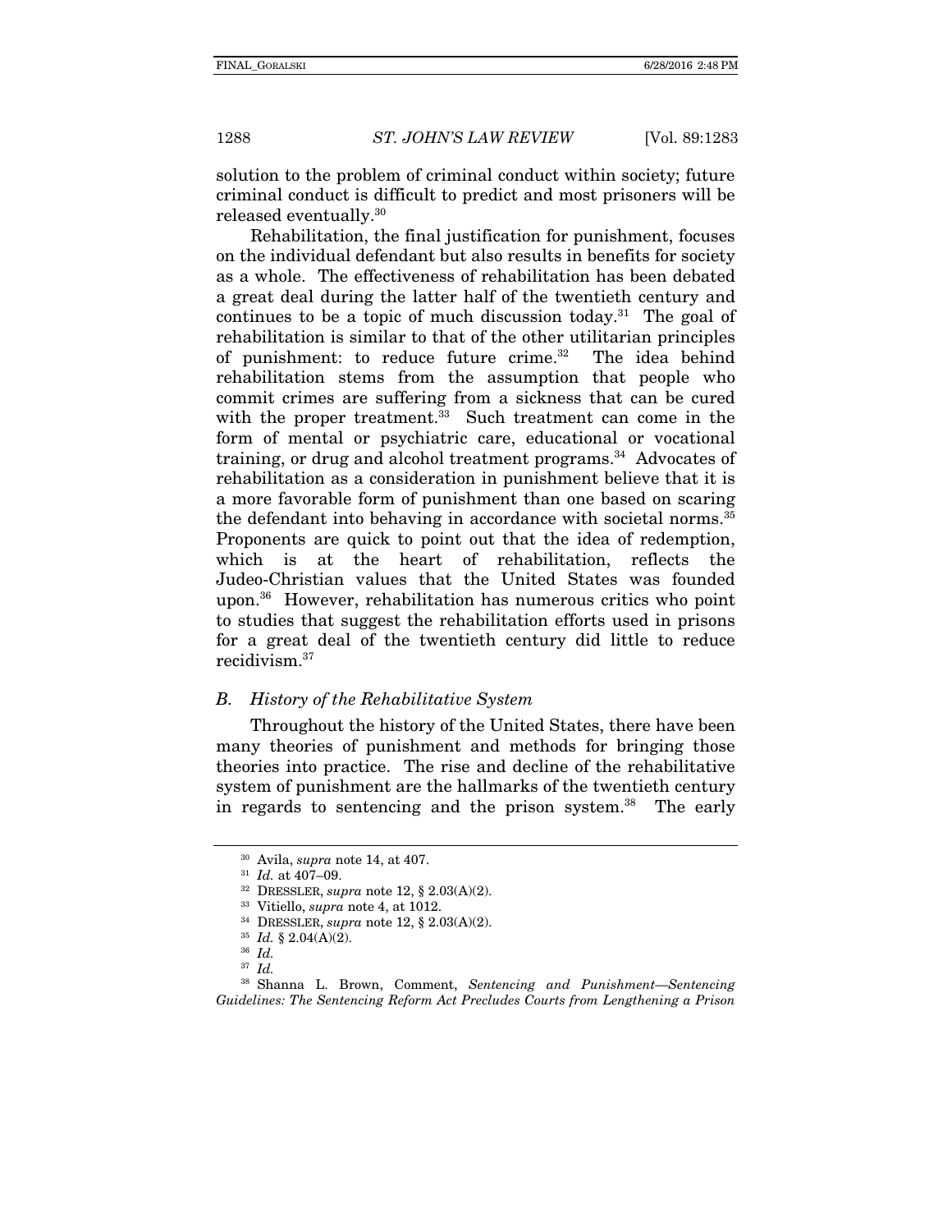solution to the problem of criminal conduct within society; future criminal conduct is difficult to predict and most prisoners will be released eventually.[30]

Rehabilitation, the final justification for punishment, focuses on the individual defendant but also results in benefits for society as a whole. The effectiveness of rehabilitation has been debated a great deal during the latter half of the twentieth century and continues to be a topic of much discussion today.[31] The goal of rehabilitation is similar to that of the other utilitarian principles of punishment: to reduce future crime.[32] The idea behind rehabilitation stems from the assumption that people who commit crimes are suffering from a sickness that can be cured with the proper treatment.[33] Such treatment can come in the form of mental or psychiatric care, educational or vocational training, or drug and alcohol treatment programs.[34] Advocates of rehabilitation as a consideration in punishment believe that it is a more favorable form of punishment than one based on scaring the defendant into behaving in accordance with societal norms.[35] Proponents are quick to point out that the idea of redemption, which is at the heart of rehabilitation, reflects the Judeo-Christian values that the United States was founded upon.[36] However, rehabilitation has numerous critics who point to studies that suggest the rehabilitation efforts used in prisons for a great deal of the twentieth century did little to reduce recidivism.[37]

### *B. History of the Rehabilitative System*

Throughout the history of the United States, there have been many theories of punishment and methods for bringing those theories into practice. The rise and decline of the rehabilitative system of punishment are the hallmarks of the twentieth century in regards to sentencing and the prison system.[38] The early

---

[30] Avila, *supra* note 14, at 407.

[31] *Id.* at 407–09.

[32] DRESSLER, *supra* note 12, § 2.03(A)(2).

[33] Vitiello, *supra* note 4, at 1012.

[34] DRESSLER, *supra* note 12, § 2.03(A)(2).

[35] *Id.* § 2.04(A)(2).

[36] *Id.*

[37] *Id.*

[38] Shanna L. Brown, Comment, *Sentencing and Punishment—Sentencing Guidelines: The Sentencing Reform Act Precludes Courts from Lengthening a Prison*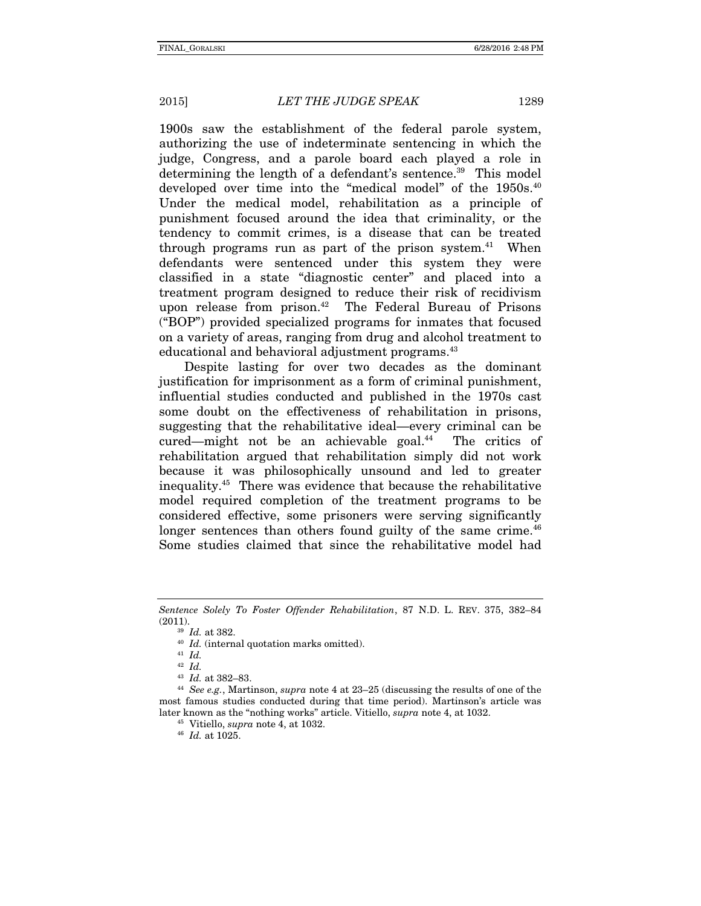1900s saw the establishment of the federal parole system, authorizing the use of indeterminate sentencing in which the judge, Congress, and a parole board each played a role in determining the length of a defendant's sentence.[39] This model developed over time into the "medical model" of the 1950s.[40] Under the medical model, rehabilitation as a principle of punishment focused around the idea that criminality, or the tendency to commit crimes, is a disease that can be treated through programs run as part of the prison system.[41] When defendants were sentenced under this system they were classified in a state "diagnostic center" and placed into a treatment program designed to reduce their risk of recidivism upon release from prison.[42] The Federal Bureau of Prisons ("BOP") provided specialized programs for inmates that focused on a variety of areas, ranging from drug and alcohol treatment to educational and behavioral adjustment programs.[43]

Despite lasting for over two decades as the dominant justification for imprisonment as a form of criminal punishment, influential studies conducted and published in the 1970s cast some doubt on the effectiveness of rehabilitation in prisons, suggesting that the rehabilitative ideal—every criminal can be cured—might not be an achievable goal.[44] The critics of rehabilitation argued that rehabilitation simply did not work because it was philosophically unsound and led to greater inequality.[45] There was evidence that because the rehabilitative model required completion of the treatment programs to be considered effective, some prisoners were serving significantly longer sentences than others found guilty of the same crime.[46] Some studies claimed that since the rehabilitative model had

---

*Sentence Solely To Foster Offender Rehabilitation*, 87 N.D. L. REV. 375, 382–84 (2011).

[39] *Id.* at 382.

[40] *Id.* (internal quotation marks omitted).

[41] *Id.*

[42] *Id.*

[43] *Id.* at 382–83.

[44] *See e.g.*, Martinson, *supra* note 4 at 23–25 (discussing the results of one of the most famous studies conducted during that time period). Martinson's article was later known as the "nothing works" article. Vitiello, *supra* note 4, at 1032.

[45] Vitiello, *supra* note 4, at 1032.

[46] *Id.* at 1025.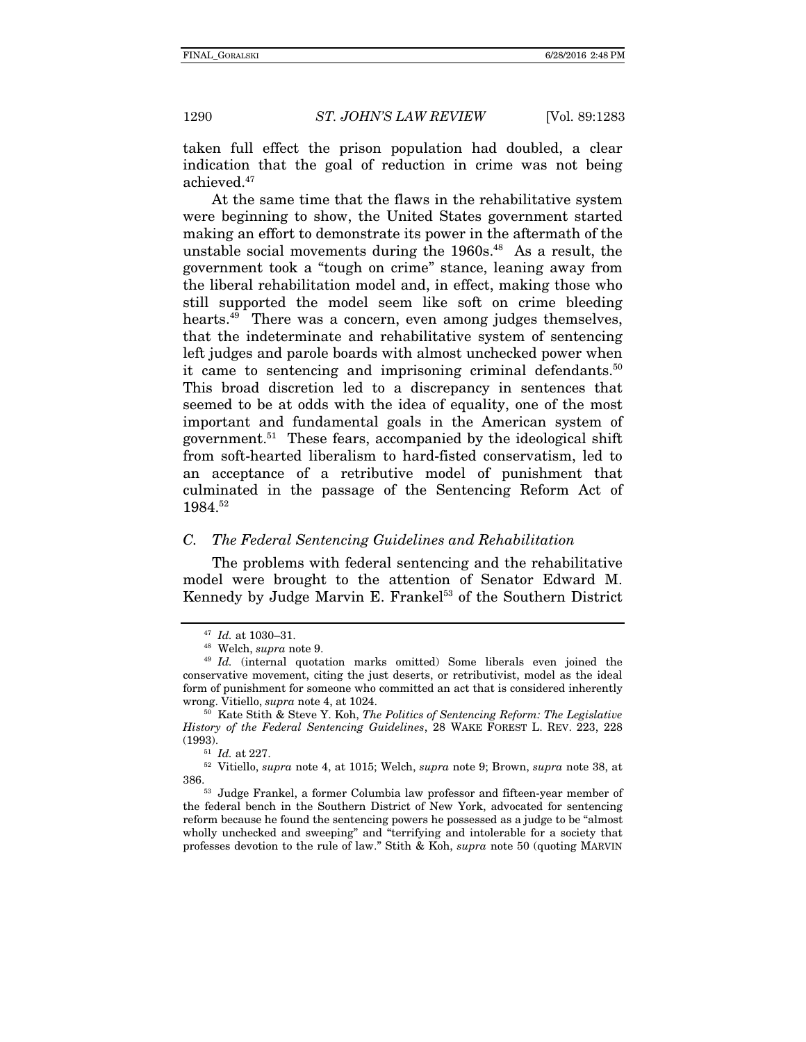taken full effect the prison population had doubled, a clear indication that the goal of reduction in crime was not being achieved.[47]

At the same time that the flaws in the rehabilitative system were beginning to show, the United States government started making an effort to demonstrate its power in the aftermath of the unstable social movements during the 1960s.[48] As a result, the government took a "tough on crime" stance, leaning away from the liberal rehabilitation model and, in effect, making those who still supported the model seem like soft on crime bleeding hearts.[49] There was a concern, even among judges themselves, that the indeterminate and rehabilitative system of sentencing left judges and parole boards with almost unchecked power when it came to sentencing and imprisoning criminal defendants.[50] This broad discretion led to a discrepancy in sentences that seemed to be at odds with the idea of equality, one of the most important and fundamental goals in the American system of government.[51] These fears, accompanied by the ideological shift from soft-hearted liberalism to hard-fisted conservatism, led to an acceptance of a retributive model of punishment that culminated in the passage of the Sentencing Reform Act of 1984.[52]

### *C. The Federal Sentencing Guidelines and Rehabilitation*

The problems with federal sentencing and the rehabilitative model were brought to the attention of Senator Edward M. Kennedy by Judge Marvin E. Frankel[53] of the Southern District

---

[47] *Id.* at 1030–31.

[48] Welch, *supra* note 9.

[49] *Id.* (internal quotation marks omitted) Some liberals even joined the conservative movement, citing the just deserts, or retributivist, model as the ideal form of punishment for someone who committed an act that is considered inherently wrong. Vitiello, *supra* note 4, at 1024.

[50] Kate Stith & Steve Y. Koh, *The Politics of Sentencing Reform: The Legislative History of the Federal Sentencing Guidelines*, 28 WAKE FOREST L. REV. 223, 228 (1993).

[51] *Id.* at 227.

[52] Vitiello, *supra* note 4, at 1015; Welch, *supra* note 9; Brown, *supra* note 38, at 386.

[53] Judge Frankel, a former Columbia law professor and fifteen-year member of the federal bench in the Southern District of New York, advocated for sentencing reform because he found the sentencing powers he possessed as a judge to be "almost wholly unchecked and sweeping" and "terrifying and intolerable for a society that professes devotion to the rule of law." Stith & Koh, *supra* note 50 (quoting MARVIN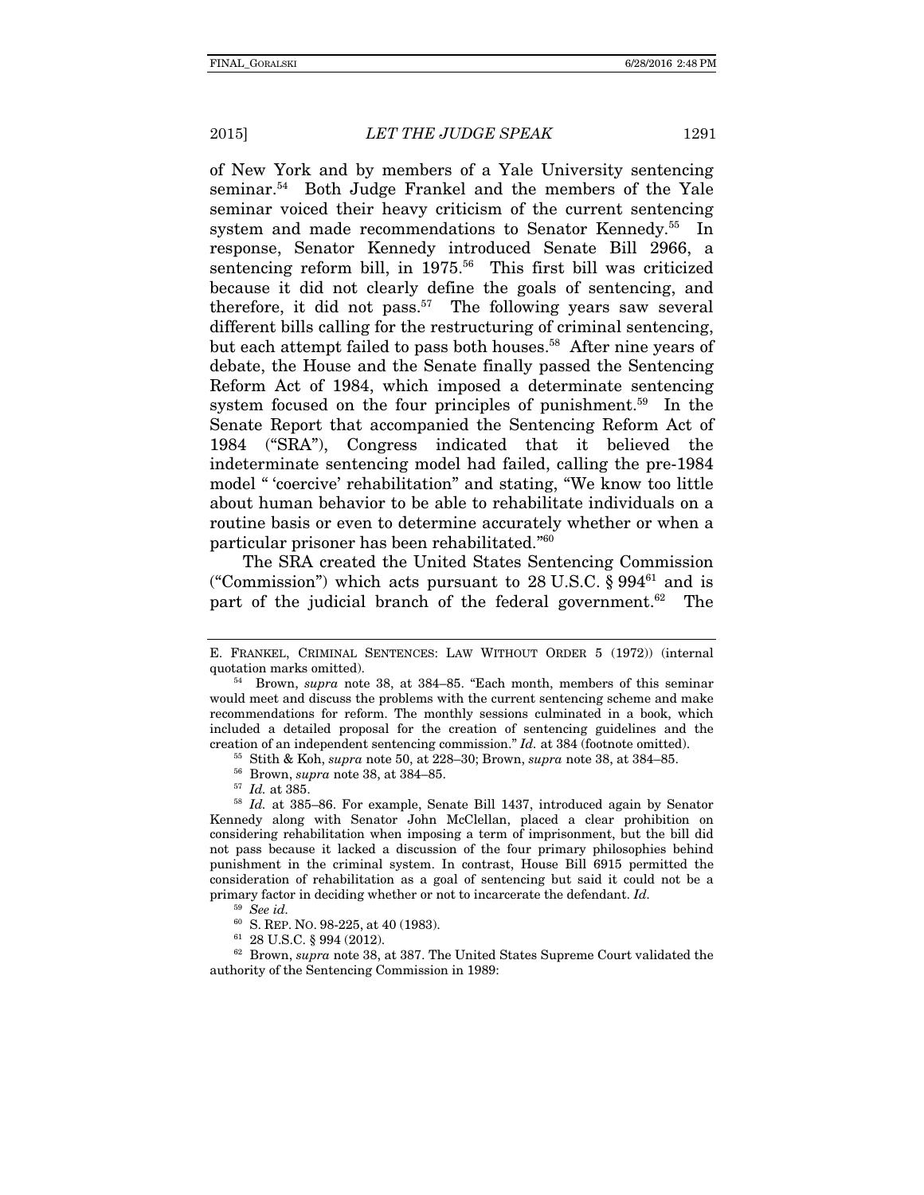of New York and by members of a Yale University sentencing seminar.[54] Both Judge Frankel and the members of the Yale seminar voiced their heavy criticism of the current sentencing system and made recommendations to Senator Kennedy.[55] In response, Senator Kennedy introduced Senate Bill 2966, a sentencing reform bill, in 1975.[56] This first bill was criticized because it did not clearly define the goals of sentencing, and therefore, it did not pass.[57] The following years saw several different bills calling for the restructuring of criminal sentencing, but each attempt failed to pass both houses.[58] After nine years of debate, the House and the Senate finally passed the Sentencing Reform Act of 1984, which imposed a determinate sentencing system focused on the four principles of punishment.[59] In the Senate Report that accompanied the Sentencing Reform Act of 1984 ("SRA"), Congress indicated that it believed the indeterminate sentencing model had failed, calling the pre-1984 model " 'coercive' rehabilitation" and stating, "We know too little about human behavior to be able to rehabilitate individuals on a routine basis or even to determine accurately whether or when a particular prisoner has been rehabilitated."[60]

The SRA created the United States Sentencing Commission ("Commission") which acts pursuant to 28 U.S.C. § 994[61] and is part of the judicial branch of the federal government.[62] The

---

E. FRANKEL, CRIMINAL SENTENCES: LAW WITHOUT ORDER 5 (1972)) (internal quotation marks omitted).

[54] Brown, *supra* note 38, at 384–85. "Each month, members of this seminar would meet and discuss the problems with the current sentencing scheme and make recommendations for reform. The monthly sessions culminated in a book, which included a detailed proposal for the creation of sentencing guidelines and the creation of an independent sentencing commission." *Id.* at 384 (footnote omitted).

[55] Stith & Koh, *supra* note 50, at 228–30; Brown, *supra* note 38, at 384–85.

[56] Brown, *supra* note 38, at 384–85.

[57] *Id.* at 385.

[58] *Id.* at 385–86. For example, Senate Bill 1437, introduced again by Senator Kennedy along with Senator John McClellan, placed a clear prohibition on considering rehabilitation when imposing a term of imprisonment, but the bill did not pass because it lacked a discussion of the four primary philosophies behind punishment in the criminal system. In contrast, House Bill 6915 permitted the consideration of rehabilitation as a goal of sentencing but said it could not be a primary factor in deciding whether or not to incarcerate the defendant. *Id.*

[59] *See id.*

[60] S. REP. NO. 98-225, at 40 (1983).

[61] 28 U.S.C. § 994 (2012).

[62] Brown, *supra* note 38, at 387. The United States Supreme Court validated the authority of the Sentencing Commission in 1989: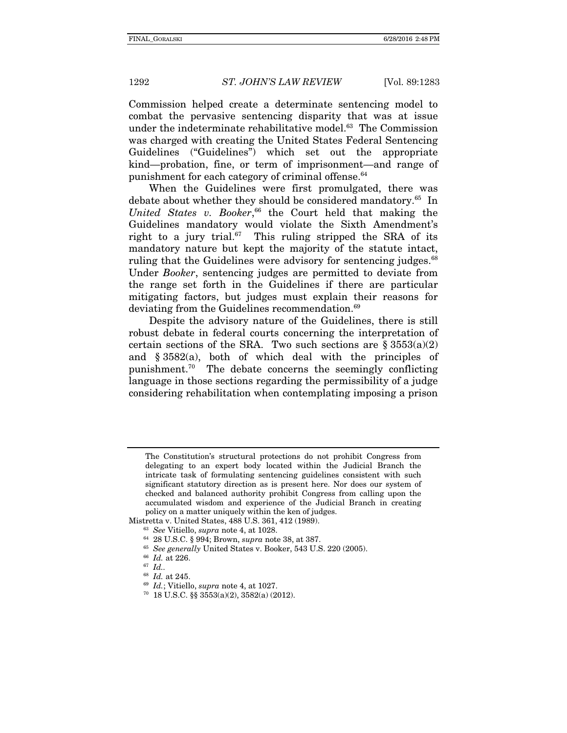Commission helped create a determinate sentencing model to combat the pervasive sentencing disparity that was at issue under the indeterminate rehabilitative model.[63] The Commission was charged with creating the United States Federal Sentencing Guidelines ("Guidelines") which set out the appropriate kind—probation, fine, or term of imprisonment—and range of punishment for each category of criminal offense.[64]

When the Guidelines were first promulgated, there was debate about whether they should be considered mandatory.[65] In *United States v. Booker*,[66] the Court held that making the Guidelines mandatory would violate the Sixth Amendment's right to a jury trial.[67] This ruling stripped the SRA of its mandatory nature but kept the majority of the statute intact, ruling that the Guidelines were advisory for sentencing judges.[68] Under *Booker*, sentencing judges are permitted to deviate from the range set forth in the Guidelines if there are particular mitigating factors, but judges must explain their reasons for deviating from the Guidelines recommendation.[69]

Despite the advisory nature of the Guidelines, there is still robust debate in federal courts concerning the interpretation of certain sections of the SRA. Two such sections are § 3553(a)(2) and § 3582(a), both of which deal with the principles of punishment.[70] The debate concerns the seemingly conflicting language in those sections regarding the permissibility of a judge considering rehabilitation when contemplating imposing a prison

---

> The Constitution's structural protections do not prohibit Congress from delegating to an expert body located within the Judicial Branch the intricate task of formulating sentencing guidelines consistent with such significant statutory direction as is present here. Nor does our system of checked and balanced authority prohibit Congress from calling upon the accumulated wisdom and experience of the Judicial Branch in creating policy on a matter uniquely within the ken of judges.

Mistretta v. United States, 488 U.S. 361, 412 (1989).

[63] *See* Vitiello, *supra* note 4, at 1028.

[64] 28 U.S.C. § 994; Brown, *supra* note 38, at 387.

[65] *See generally* United States v. Booker, 543 U.S. 220 (2005).

[66] *Id.* at 226.

[67] *Id.*.

[68] *Id.* at 245.

[69] *Id.*; Vitiello, *supra* note 4, at 1027.

[70] 18 U.S.C. §§ 3553(a)(2), 3582(a) (2012).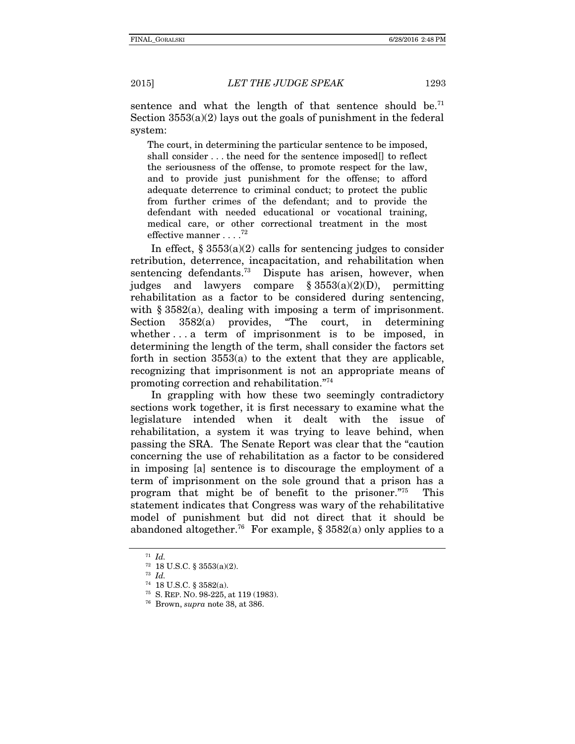sentence and what the length of that sentence should be.[71] Section 3553(a)(2) lays out the goals of punishment in the federal system:

> The court, in determining the particular sentence to be imposed, shall consider . . . the need for the sentence imposed[] to reflect the seriousness of the offense, to promote respect for the law, and to provide just punishment for the offense; to afford adequate deterrence to criminal conduct; to protect the public from further crimes of the defendant; and to provide the defendant with needed educational or vocational training, medical care, or other correctional treatment in the most effective manner . . . .[72]

In effect, § 3553(a)(2) calls for sentencing judges to consider retribution, deterrence, incapacitation, and rehabilitation when sentencing defendants.[73] Dispute has arisen, however, when judges and lawyers compare § 3553(a)(2)(D), permitting rehabilitation as a factor to be considered during sentencing, with § 3582(a), dealing with imposing a term of imprisonment. Section 3582(a) provides, "The court, in determining whether . . . a term of imprisonment is to be imposed, in determining the length of the term, shall consider the factors set forth in section 3553(a) to the extent that they are applicable, recognizing that imprisonment is not an appropriate means of promoting correction and rehabilitation."[74]

In grappling with how these two seemingly contradictory sections work together, it is first necessary to examine what the legislature intended when it dealt with the issue of rehabilitation, a system it was trying to leave behind, when passing the SRA. The Senate Report was clear that the "caution concerning the use of rehabilitation as a factor to be considered in imposing [a] sentence is to discourage the employment of a term of imprisonment on the sole ground that a prison has a program that might be of benefit to the prisoner."[75] This statement indicates that Congress was wary of the rehabilitative model of punishment but did not direct that it should be abandoned altogether.[76] For example, § 3582(a) only applies to a

---

[71] *Id.*

[72] 18 U.S.C. § 3553(a)(2).

[73] *Id.*

[74] 18 U.S.C. § 3582(a).

[75] S. REP. NO. 98-225, at 119 (1983).

[76] Brown, *supra* note 38, at 386.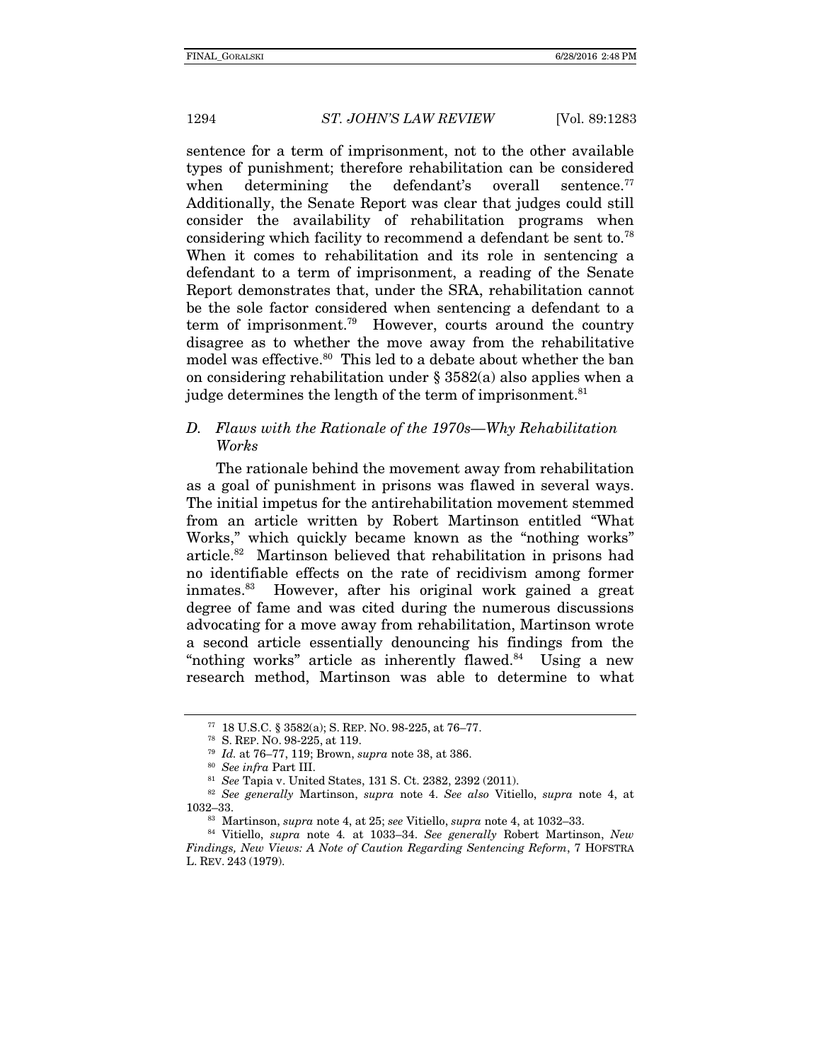sentence for a term of imprisonment, not to the other available types of punishment; therefore rehabilitation can be considered when determining the defendant's overall sentence.[77] Additionally, the Senate Report was clear that judges could still consider the availability of rehabilitation programs when considering which facility to recommend a defendant be sent to.[78] When it comes to rehabilitation and its role in sentencing a defendant to a term of imprisonment, a reading of the Senate Report demonstrates that, under the SRA, rehabilitation cannot be the sole factor considered when sentencing a defendant to a term of imprisonment.[79] However, courts around the country disagree as to whether the move away from the rehabilitative model was effective.[80] This led to a debate about whether the ban on considering rehabilitation under § 3582(a) also applies when a judge determines the length of the term of imprisonment.[81]

### *D. Flaws with the Rationale of the 1970s—Why Rehabilitation Works*

The rationale behind the movement away from rehabilitation as a goal of punishment in prisons was flawed in several ways. The initial impetus for the antirehabilitation movement stemmed from an article written by Robert Martinson entitled "What Works," which quickly became known as the "nothing works" article.[82] Martinson believed that rehabilitation in prisons had no identifiable effects on the rate of recidivism among former inmates.[83] However, after his original work gained a great degree of fame and was cited during the numerous discussions advocating for a move away from rehabilitation, Martinson wrote a second article essentially denouncing his findings from the "nothing works" article as inherently flawed.[84] Using a new research method, Martinson was able to determine to what

---

[77] 18 U.S.C. § 3582(a); S. REP. NO. 98-225, at 76–77.

[78] S. REP. NO. 98-225, at 119.

[79] *Id.* at 76–77, 119; Brown, *supra* note 38, at 386.

[80] *See infra* Part III.

[81] *See* Tapia v. United States, 131 S. Ct. 2382, 2392 (2011).

[82] *See generally* Martinson, *supra* note 4. *See also* Vitiello, *supra* note 4, at 1032–33.

[83] Martinson, *supra* note 4, at 25; *see* Vitiello, *supra* note 4, at 1032–33.

[84] Vitiello, *supra* note 4. at 1033–34. *See generally* Robert Martinson, *New Findings, New Views: A Note of Caution Regarding Sentencing Reform*, 7 HOFSTRA L. REV. 243 (1979).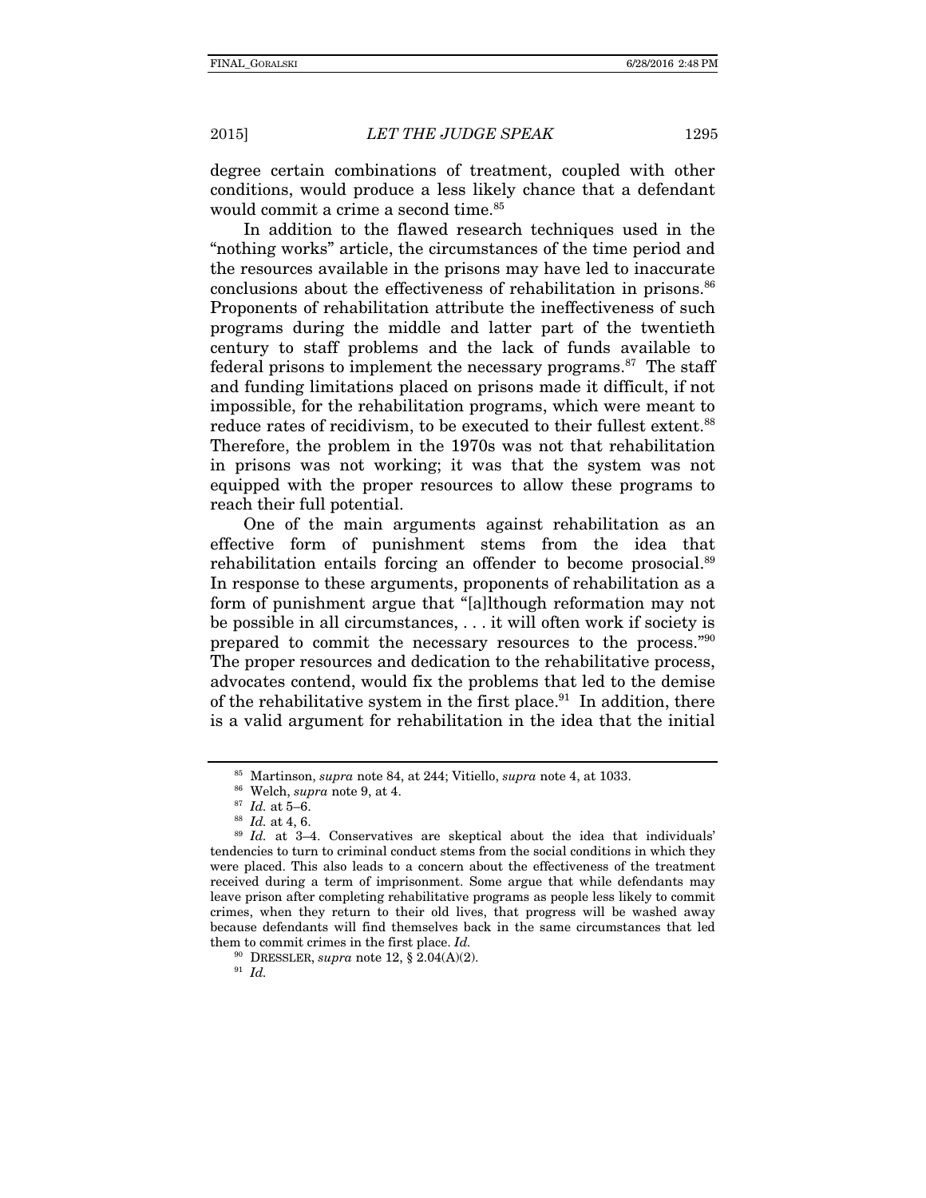degree certain combinations of treatment, coupled with other conditions, would produce a less likely chance that a defendant would commit a crime a second time.[85]

In addition to the flawed research techniques used in the "nothing works" article, the circumstances of the time period and the resources available in the prisons may have led to inaccurate conclusions about the effectiveness of rehabilitation in prisons.[86] Proponents of rehabilitation attribute the ineffectiveness of such programs during the middle and latter part of the twentieth century to staff problems and the lack of funds available to federal prisons to implement the necessary programs.[87] The staff and funding limitations placed on prisons made it difficult, if not impossible, for the rehabilitation programs, which were meant to reduce rates of recidivism, to be executed to their fullest extent.[88] Therefore, the problem in the 1970s was not that rehabilitation in prisons was not working; it was that the system was not equipped with the proper resources to allow these programs to reach their full potential.

One of the main arguments against rehabilitation as an effective form of punishment stems from the idea that rehabilitation entails forcing an offender to become prosocial.[89] In response to these arguments, proponents of rehabilitation as a form of punishment argue that "[a]lthough reformation may not be possible in all circumstances, . . . it will often work if society is prepared to commit the necessary resources to the process."[90] The proper resources and dedication to the rehabilitative process, advocates contend, would fix the problems that led to the demise of the rehabilitative system in the first place.[91] In addition, there is a valid argument for rehabilitation in the idea that the initial

---

[85] Martinson, *supra* note 84, at 244; Vitiello, *supra* note 4, at 1033.

[86] Welch, *supra* note 9, at 4.

[87] *Id.* at 5–6.

[88] *Id.* at 4, 6.

[89] *Id.* at 3–4. Conservatives are skeptical about the idea that individuals' tendencies to turn to criminal conduct stems from the social conditions in which they were placed. This also leads to a concern about the effectiveness of the treatment received during a term of imprisonment. Some argue that while defendants may leave prison after completing rehabilitative programs as people less likely to commit crimes, when they return to their old lives, that progress will be washed away because defendants will find themselves back in the same circumstances that led them to commit crimes in the first place. *Id.*

[90] DRESSLER, *supra* note 12, § 2.04(A)(2).

[91] *Id.*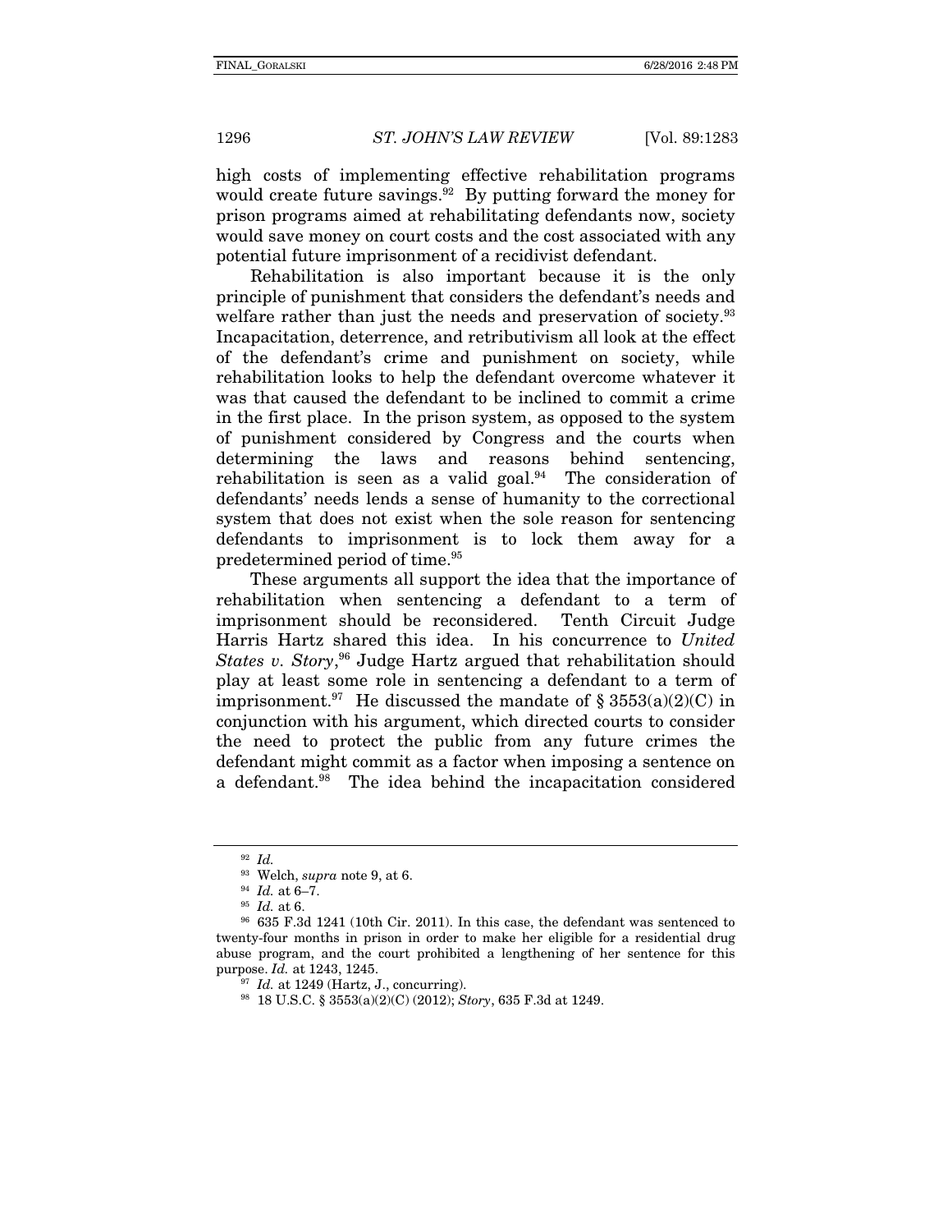high costs of implementing effective rehabilitation programs would create future savings.[92] By putting forward the money for prison programs aimed at rehabilitating defendants now, society would save money on court costs and the cost associated with any potential future imprisonment of a recidivist defendant.

Rehabilitation is also important because it is the only principle of punishment that considers the defendant's needs and welfare rather than just the needs and preservation of society.[93] Incapacitation, deterrence, and retributivism all look at the effect of the defendant's crime and punishment on society, while rehabilitation looks to help the defendant overcome whatever it was that caused the defendant to be inclined to commit a crime in the first place. In the prison system, as opposed to the system of punishment considered by Congress and the courts when determining the laws and reasons behind sentencing, rehabilitation is seen as a valid goal.[94] The consideration of defendants' needs lends a sense of humanity to the correctional system that does not exist when the sole reason for sentencing defendants to imprisonment is to lock them away for a predetermined period of time.[95]

These arguments all support the idea that the importance of rehabilitation when sentencing a defendant to a term of imprisonment should be reconsidered. Tenth Circuit Judge Harris Hartz shared this idea. In his concurrence to *United States v. Story*,[96] Judge Hartz argued that rehabilitation should play at least some role in sentencing a defendant to a term of imprisonment.[97] He discussed the mandate of § 3553(a)(2)(C) in conjunction with his argument, which directed courts to consider the need to protect the public from any future crimes the defendant might commit as a factor when imposing a sentence on a defendant.[98] The idea behind the incapacitation considered

---

[92] *Id.*

[93] Welch, *supra* note 9, at 6.

[94] *Id.* at 6–7.

[95] *Id.* at 6.

[96] 635 F.3d 1241 (10th Cir. 2011). In this case, the defendant was sentenced to twenty-four months in prison in order to make her eligible for a residential drug abuse program, and the court prohibited a lengthening of her sentence for this purpose. *Id.* at 1243, 1245.

[97] *Id.* at 1249 (Hartz, J., concurring).

[98] 18 U.S.C. § 3553(a)(2)(C) (2012); *Story*, 635 F.3d at 1249.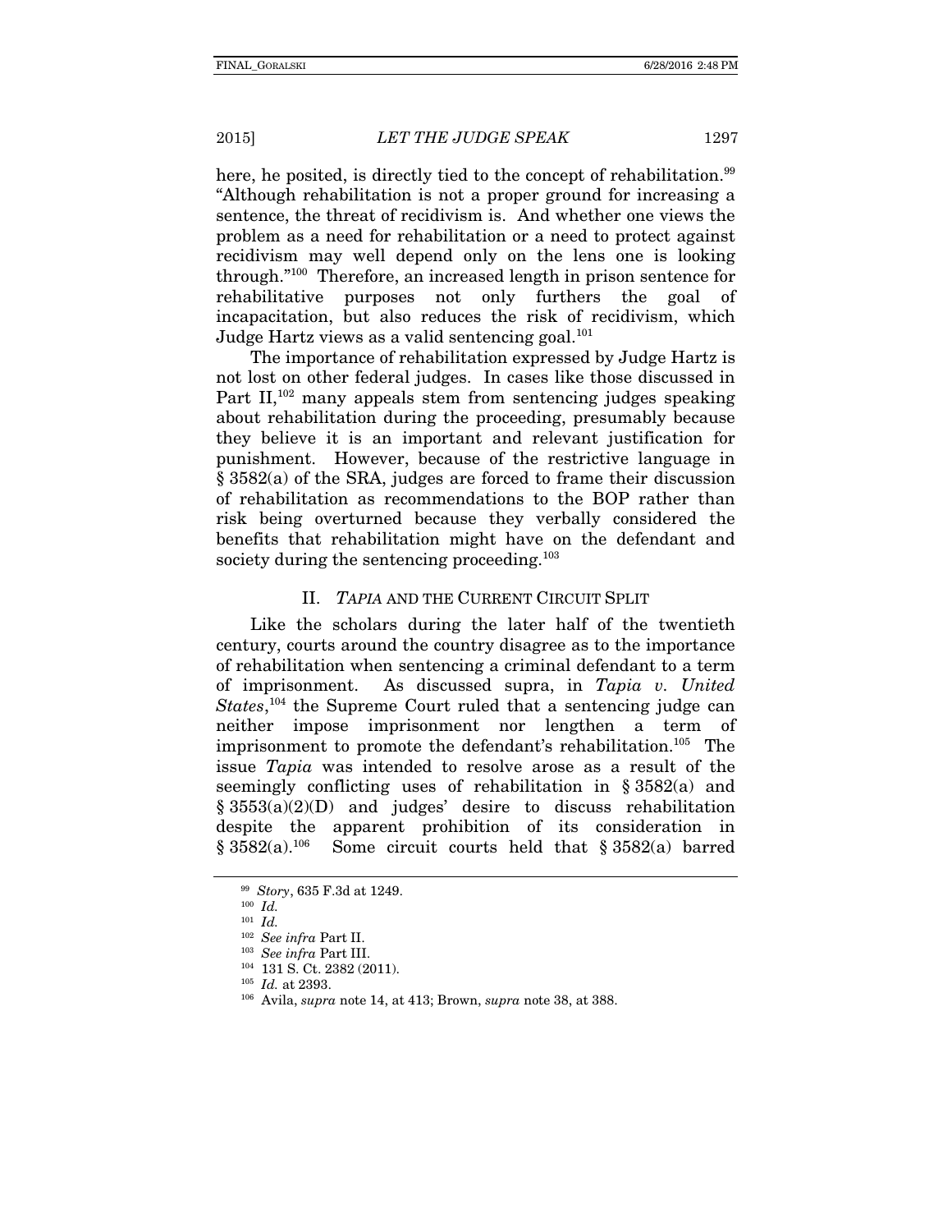here, he posited, is directly tied to the concept of rehabilitation.[99] "Although rehabilitation is not a proper ground for increasing a sentence, the threat of recidivism is. And whether one views the problem as a need for rehabilitation or a need to protect against recidivism may well depend only on the lens one is looking through."[100] Therefore, an increased length in prison sentence for rehabilitative purposes not only furthers the goal of incapacitation, but also reduces the risk of recidivism, which Judge Hartz views as a valid sentencing goal.[101]

The importance of rehabilitation expressed by Judge Hartz is not lost on other federal judges. In cases like those discussed in Part II,[102] many appeals stem from sentencing judges speaking about rehabilitation during the proceeding, presumably because they believe it is an important and relevant justification for punishment. However, because of the restrictive language in § 3582(a) of the SRA, judges are forced to frame their discussion of rehabilitation as recommendations to the BOP rather than risk being overturned because they verbally considered the benefits that rehabilitation might have on the defendant and society during the sentencing proceeding.[103]

## II. *TAPIA* AND THE CURRENT CIRCUIT SPLIT

Like the scholars during the later half of the twentieth century, courts around the country disagree as to the importance of rehabilitation when sentencing a criminal defendant to a term of imprisonment. As discussed supra, in *Tapia v. United States*,[104] the Supreme Court ruled that a sentencing judge can neither impose imprisonment nor lengthen a term of imprisonment to promote the defendant's rehabilitation.[105] The issue *Tapia* was intended to resolve arose as a result of the seemingly conflicting uses of rehabilitation in § 3582(a) and § 3553(a)(2)(D) and judges' desire to discuss rehabilitation despite the apparent prohibition of its consideration in § 3582(a).[106] Some circuit courts held that § 3582(a) barred

---

[99] *Story*, 635 F.3d at 1249.

[100] *Id.*

[101] *Id.*

[102] *See infra* Part II.

[103] *See infra* Part III.

[104] 131 S. Ct. 2382 (2011).

[105] *Id.* at 2393.

[106] Avila, *supra* note 14, at 413; Brown, *supra* note 38, at 388.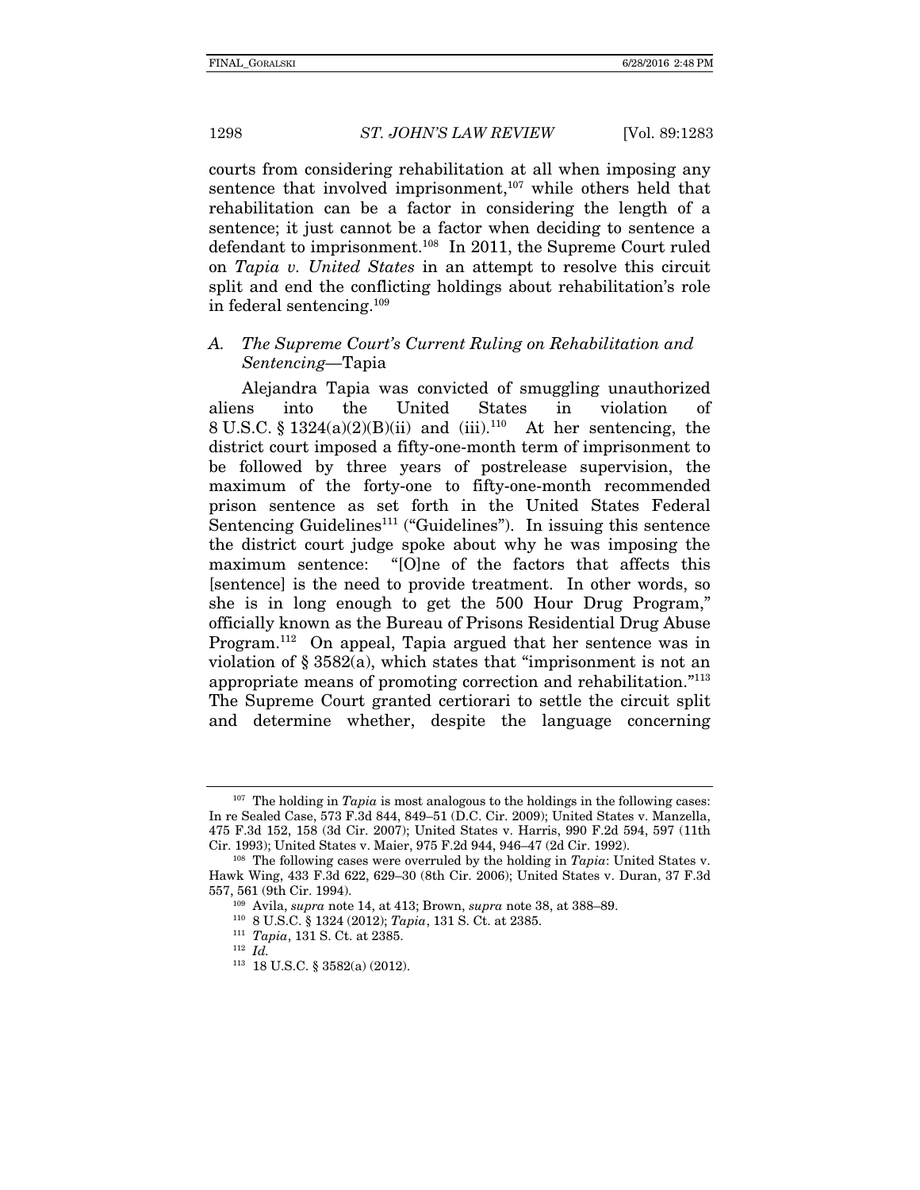courts from considering rehabilitation at all when imposing any sentence that involved imprisonment,[107] while others held that rehabilitation can be a factor in considering the length of a sentence; it just cannot be a factor when deciding to sentence a defendant to imprisonment.[108] In 2011, the Supreme Court ruled on *Tapia v. United States* in an attempt to resolve this circuit split and end the conflicting holdings about rehabilitation's role in federal sentencing.[109]

### A. *The Supreme Court's Current Ruling on Rehabilitation and Sentencing*—Tapia

Alejandra Tapia was convicted of smuggling unauthorized aliens into the United States in violation of 8 U.S.C. § 1324(a)(2)(B)(ii) and (iii).[110] At her sentencing, the district court imposed a fifty-one-month term of imprisonment to be followed by three years of postrelease supervision, the maximum of the forty-one to fifty-one-month recommended prison sentence as set forth in the United States Federal Sentencing Guidelines[111] ("Guidelines"). In issuing this sentence the district court judge spoke about why he was imposing the maximum sentence: "[O]ne of the factors that affects this [sentence] is the need to provide treatment. In other words, so she is in long enough to get the 500 Hour Drug Program," officially known as the Bureau of Prisons Residential Drug Abuse Program.[112] On appeal, Tapia argued that her sentence was in violation of § 3582(a), which states that "imprisonment is not an appropriate means of promoting correction and rehabilitation."[113] The Supreme Court granted certiorari to settle the circuit split and determine whether, despite the language concerning

---

[107] The holding in *Tapia* is most analogous to the holdings in the following cases: In re Sealed Case, 573 F.3d 844, 849–51 (D.C. Cir. 2009); United States v. Manzella, 475 F.3d 152, 158 (3d Cir. 2007); United States v. Harris, 990 F.2d 594, 597 (11th Cir. 1993); United States v. Maier, 975 F.2d 944, 946–47 (2d Cir. 1992).

[108] The following cases were overruled by the holding in *Tapia*: United States v. Hawk Wing, 433 F.3d 622, 629–30 (8th Cir. 2006); United States v. Duran, 37 F.3d 557, 561 (9th Cir. 1994).

[109] Avila, *supra* note 14, at 413; Brown, *supra* note 38, at 388–89.

[110] 8 U.S.C. § 1324 (2012); *Tapia*, 131 S. Ct. at 2385.

[111] *Tapia*, 131 S. Ct. at 2385.

[112] *Id.*

[113] 18 U.S.C. § 3582(a) (2012).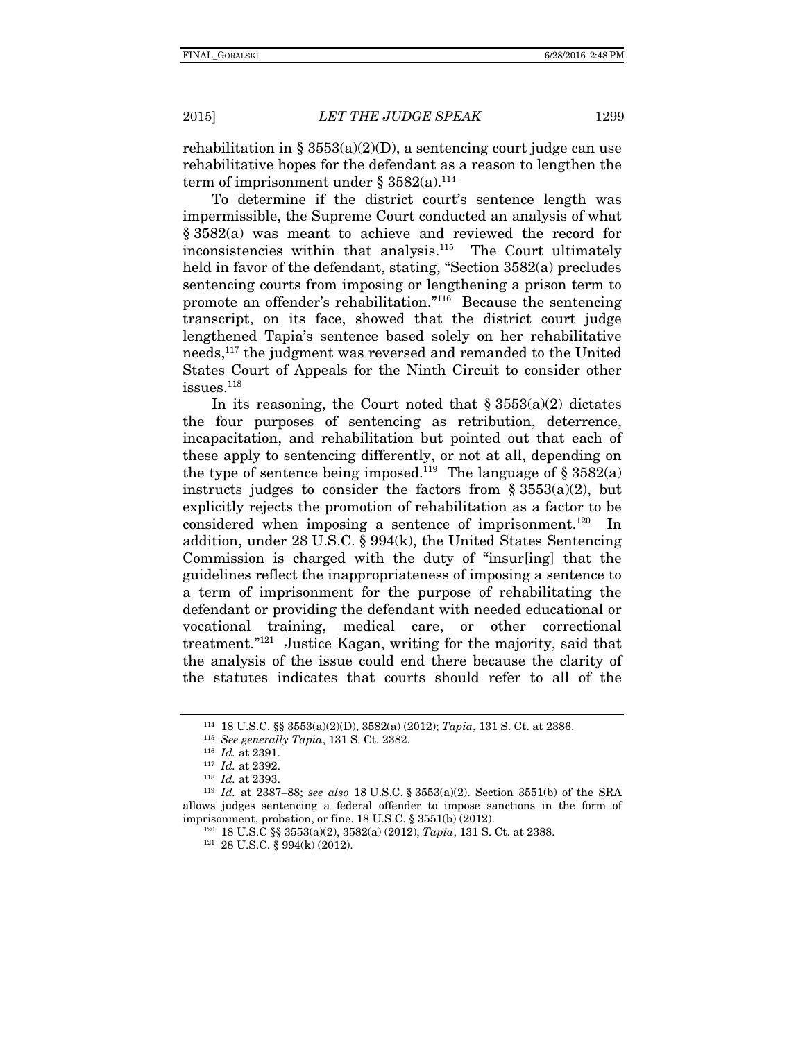rehabilitation in § 3553(a)(2)(D), a sentencing court judge can use rehabilitative hopes for the defendant as a reason to lengthen the term of imprisonment under § 3582(a).[114]

To determine if the district court's sentence length was impermissible, the Supreme Court conducted an analysis of what § 3582(a) was meant to achieve and reviewed the record for inconsistencies within that analysis.[115] The Court ultimately held in favor of the defendant, stating, "Section 3582(a) precludes sentencing courts from imposing or lengthening a prison term to promote an offender's rehabilitation."[116] Because the sentencing transcript, on its face, showed that the district court judge lengthened Tapia's sentence based solely on her rehabilitative needs,[117] the judgment was reversed and remanded to the United States Court of Appeals for the Ninth Circuit to consider other issues.[118]

In its reasoning, the Court noted that § 3553(a)(2) dictates the four purposes of sentencing as retribution, deterrence, incapacitation, and rehabilitation but pointed out that each of these apply to sentencing differently, or not at all, depending on the type of sentence being imposed.[119] The language of § 3582(a) instructs judges to consider the factors from § 3553(a)(2), but explicitly rejects the promotion of rehabilitation as a factor to be considered when imposing a sentence of imprisonment.[120] In addition, under 28 U.S.C. § 994(k), the United States Sentencing Commission is charged with the duty of "insur[ing] that the guidelines reflect the inappropriateness of imposing a sentence to a term of imprisonment for the purpose of rehabilitating the defendant or providing the defendant with needed educational or vocational training, medical care, or other correctional treatment."[121] Justice Kagan, writing for the majority, said that the analysis of the issue could end there because the clarity of the statutes indicates that courts should refer to all of the

---

[114] 18 U.S.C. §§ 3553(a)(2)(D), 3582(a) (2012); *Tapia*, 131 S. Ct. at 2386.

[115] *See generally Tapia*, 131 S. Ct. 2382.

[116] *Id.* at 2391.

[117] *Id.* at 2392.

[118] *Id.* at 2393.

[119] *Id.* at 2387–88; *see also* 18 U.S.C. § 3553(a)(2). Section 3551(b) of the SRA allows judges sentencing a federal offender to impose sanctions in the form of imprisonment, probation, or fine. 18 U.S.C. § 3551(b) (2012).

[120] 18 U.S.C §§ 3553(a)(2), 3582(a) (2012); *Tapia*, 131 S. Ct. at 2388.

[121] 28 U.S.C. § 994(k) (2012).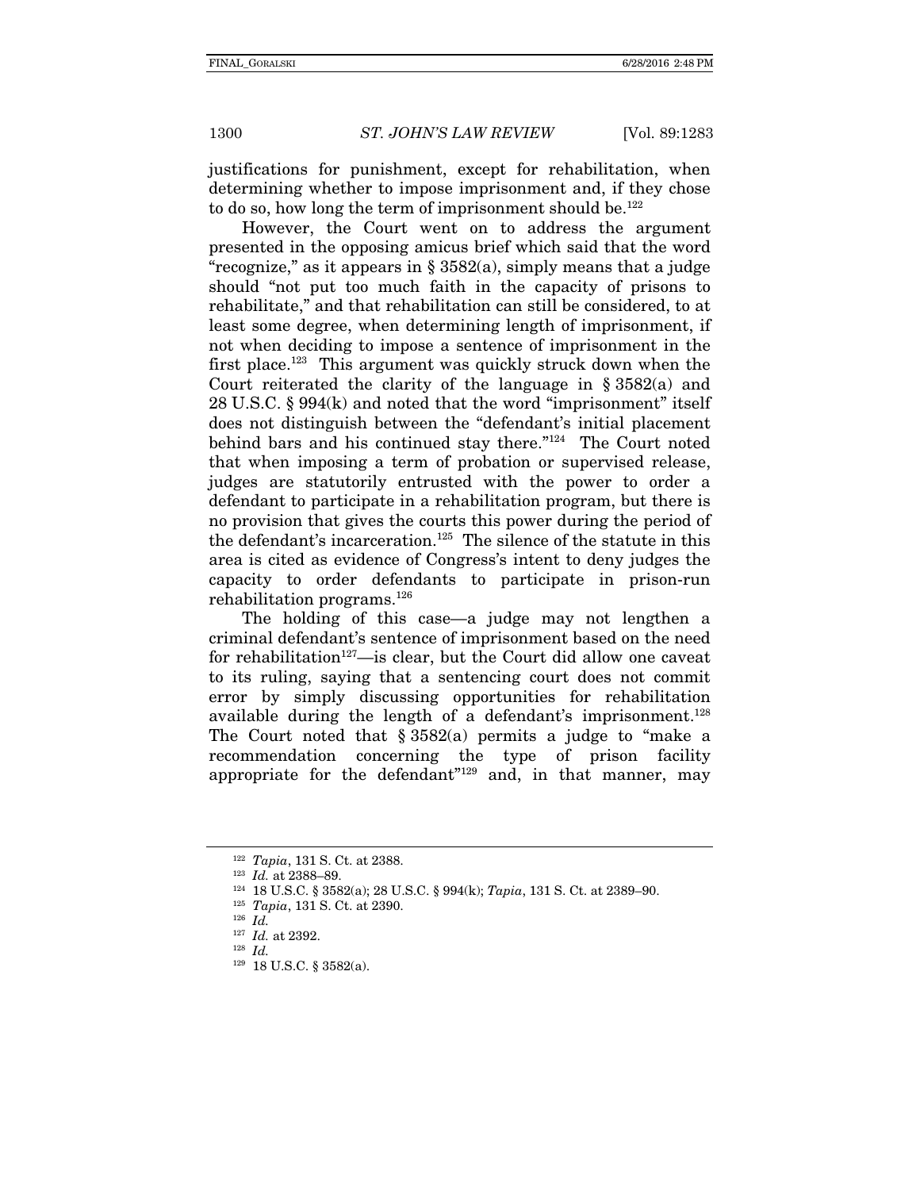justifications for punishment, except for rehabilitation, when determining whether to impose imprisonment and, if they chose to do so, how long the term of imprisonment should be.[122]

However, the Court went on to address the argument presented in the opposing amicus brief which said that the word "recognize," as it appears in § 3582(a), simply means that a judge should "not put too much faith in the capacity of prisons to rehabilitate," and that rehabilitation can still be considered, to at least some degree, when determining length of imprisonment, if not when deciding to impose a sentence of imprisonment in the first place.[123] This argument was quickly struck down when the Court reiterated the clarity of the language in § 3582(a) and 28 U.S.C. § 994(k) and noted that the word "imprisonment" itself does not distinguish between the "defendant's initial placement behind bars and his continued stay there."[124] The Court noted that when imposing a term of probation or supervised release, judges are statutorily entrusted with the power to order a defendant to participate in a rehabilitation program, but there is no provision that gives the courts this power during the period of the defendant's incarceration.[125] The silence of the statute in this area is cited as evidence of Congress's intent to deny judges the capacity to order defendants to participate in prison-run rehabilitation programs.[126]

The holding of this case—a judge may not lengthen a criminal defendant's sentence of imprisonment based on the need for rehabilitation[127]—is clear, but the Court did allow one caveat to its ruling, saying that a sentencing court does not commit error by simply discussing opportunities for rehabilitation available during the length of a defendant's imprisonment.[128] The Court noted that § 3582(a) permits a judge to "make a recommendation concerning the type of prison facility appropriate for the defendant"[129] and, in that manner, may

---

[122] *Tapia*, 131 S. Ct. at 2388.

[123] *Id.* at 2388–89.

[124] 18 U.S.C. § 3582(a); 28 U.S.C. § 994(k); *Tapia*, 131 S. Ct. at 2389–90.

[125] *Tapia*, 131 S. Ct. at 2390.

[126] *Id.*

[127] *Id.* at 2392.

[128] *Id.*

[129] 18 U.S.C. § 3582(a).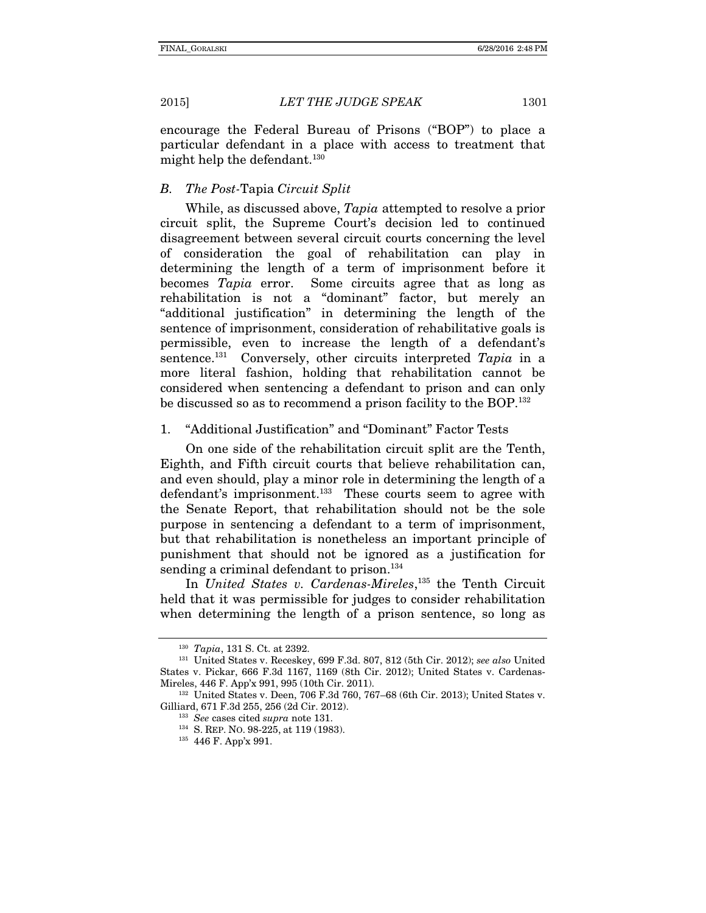encourage the Federal Bureau of Prisons ("BOP") to place a particular defendant in a place with access to treatment that might help the defendant.[130]

### *B. The Post-*Tapia *Circuit Split*

While, as discussed above, *Tapia* attempted to resolve a prior circuit split, the Supreme Court's decision led to continued disagreement between several circuit courts concerning the level of consideration the goal of rehabilitation can play in determining the length of a term of imprisonment before it becomes *Tapia* error. Some circuits agree that as long as rehabilitation is not a "dominant" factor, but merely an "additional justification" in determining the length of the sentence of imprisonment, consideration of rehabilitative goals is permissible, even to increase the length of a defendant's sentence.[131] Conversely, other circuits interpreted *Tapia* in a more literal fashion, holding that rehabilitation cannot be considered when sentencing a defendant to prison and can only be discussed so as to recommend a prison facility to the BOP.[132]

#### 1. "Additional Justification" and "Dominant" Factor Tests

On one side of the rehabilitation circuit split are the Tenth, Eighth, and Fifth circuit courts that believe rehabilitation can, and even should, play a minor role in determining the length of a defendant's imprisonment.[133] These courts seem to agree with the Senate Report, that rehabilitation should not be the sole purpose in sentencing a defendant to a term of imprisonment, but that rehabilitation is nonetheless an important principle of punishment that should not be ignored as a justification for sending a criminal defendant to prison.[134]

In *United States v. Cardenas-Mireles*,[135] the Tenth Circuit held that it was permissible for judges to consider rehabilitation when determining the length of a prison sentence, so long as

---

[130] *Tapia*, 131 S. Ct. at 2392.

[131] United States v. Receskey, 699 F.3d. 807, 812 (5th Cir. 2012); *see also* United States v. Pickar, 666 F.3d 1167, 1169 (8th Cir. 2012); United States v. Cardenas-Mireles, 446 F. App'x 991, 995 (10th Cir. 2011).

[132] United States v. Deen, 706 F.3d 760, 767–68 (6th Cir. 2013); United States v. Gilliard, 671 F.3d 255, 256 (2d Cir. 2012).

[133] *See* cases cited *supra* note 131.

[134] S. REP. NO. 98-225, at 119 (1983).

[135] 446 F. App'x 991.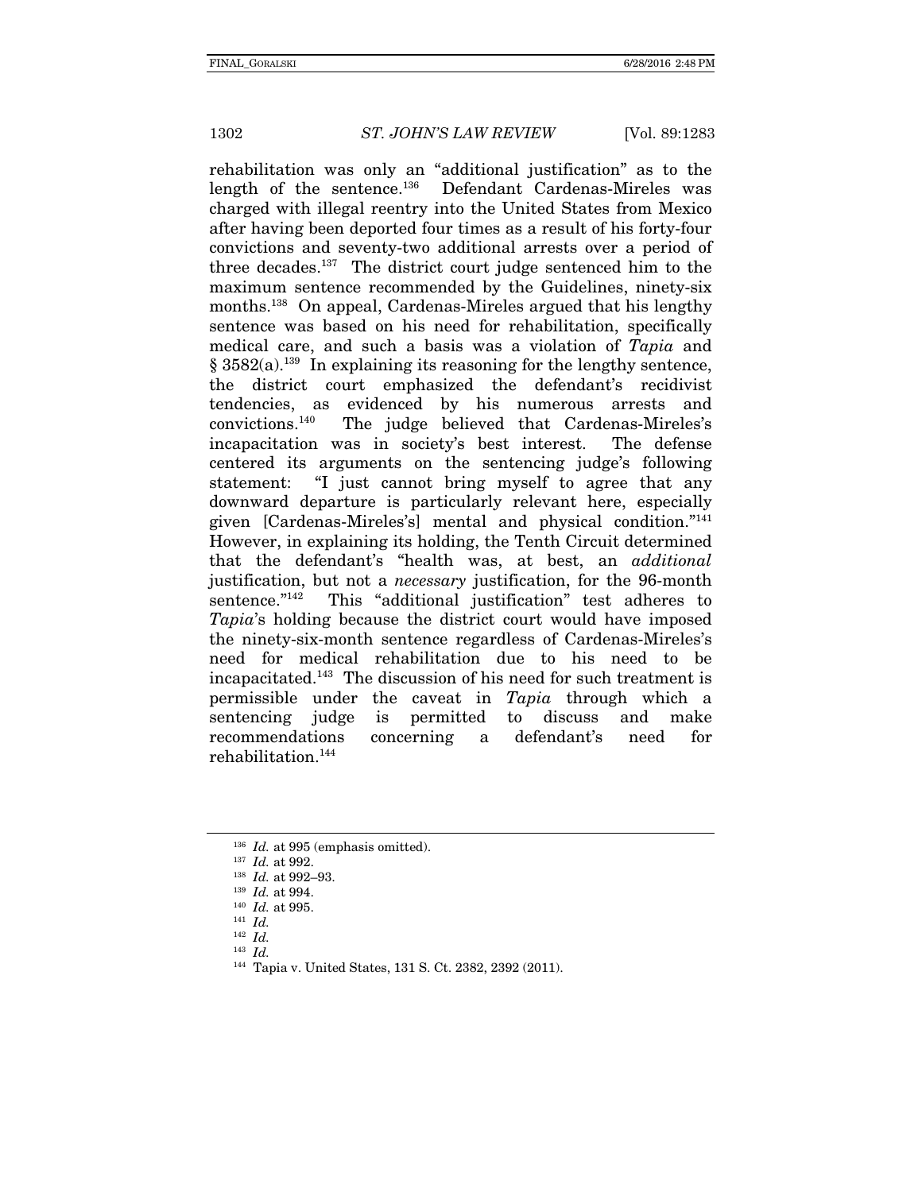rehabilitation was only an "additional justification" as to the length of the sentence.[136] Defendant Cardenas-Mireles was charged with illegal reentry into the United States from Mexico after having been deported four times as a result of his forty-four convictions and seventy-two additional arrests over a period of three decades.[137] The district court judge sentenced him to the maximum sentence recommended by the Guidelines, ninety-six months.[138] On appeal, Cardenas-Mireles argued that his lengthy sentence was based on his need for rehabilitation, specifically medical care, and such a basis was a violation of *Tapia* and § 3582(a).[139] In explaining its reasoning for the lengthy sentence, the district court emphasized the defendant's recidivist tendencies, as evidenced by his numerous arrests and convictions.[140] The judge believed that Cardenas-Mireles's incapacitation was in society's best interest. The defense centered its arguments on the sentencing judge's following statement: "I just cannot bring myself to agree that any downward departure is particularly relevant here, especially given [Cardenas-Mireles's] mental and physical condition."[141] However, in explaining its holding, the Tenth Circuit determined that the defendant's "health was, at best, an *additional* justification, but not a *necessary* justification, for the 96-month sentence."[142] This "additional justification" test adheres to *Tapia*'s holding because the district court would have imposed the ninety-six-month sentence regardless of Cardenas-Mireles's need for medical rehabilitation due to his need to be incapacitated.[143] The discussion of his need for such treatment is permissible under the caveat in *Tapia* through which a sentencing judge is permitted to discuss and make recommendations concerning a defendant's need for rehabilitation.[144]

---

[136] *Id.* at 995 (emphasis omitted).

[137] *Id.* at 992.

[138] *Id.* at 992–93.

[139] *Id.* at 994.

[140] *Id.* at 995.

[141] *Id.*

[142] *Id.*

[143] *Id.*

[144] Tapia v. United States, 131 S. Ct. 2382, 2392 (2011).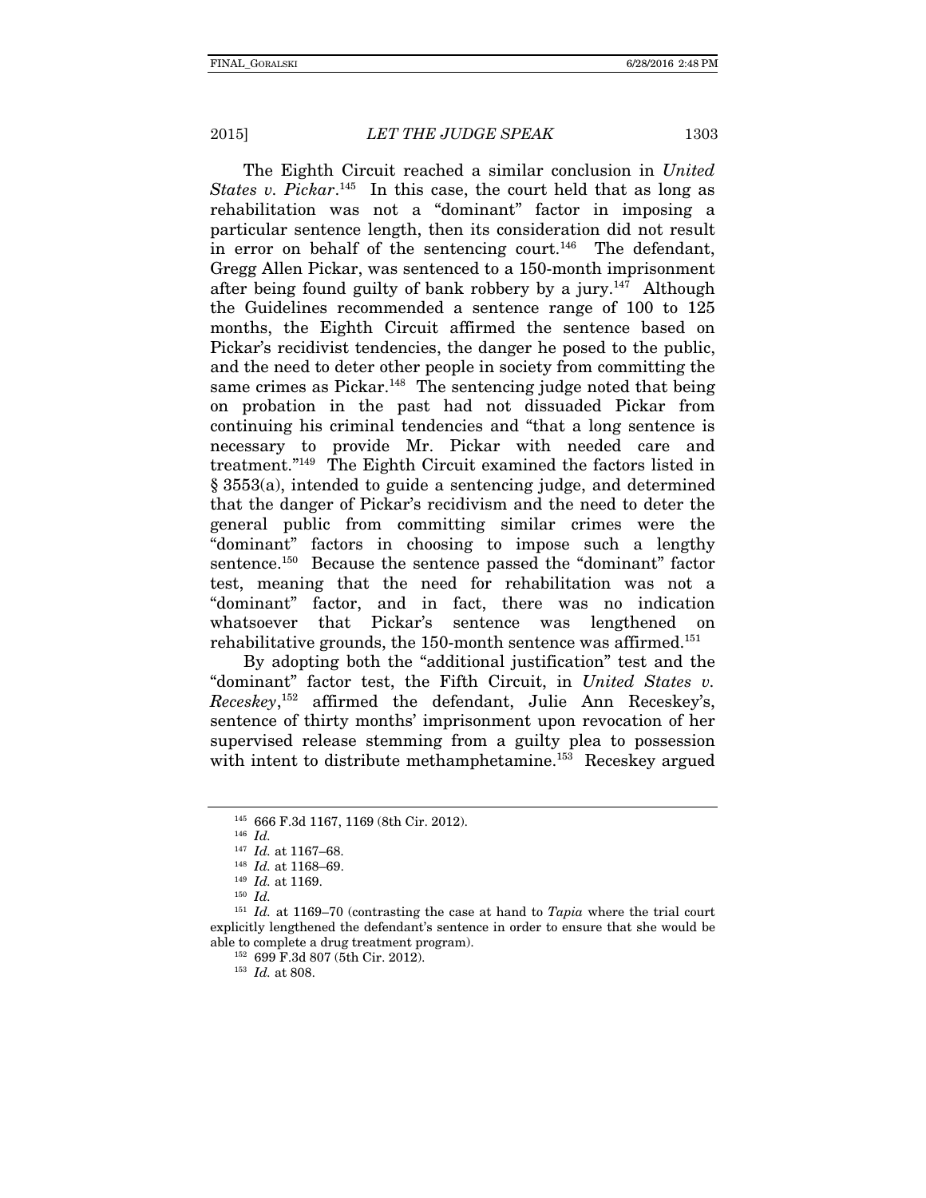The Eighth Circuit reached a similar conclusion in *United States v. Pickar*.[145] In this case, the court held that as long as rehabilitation was not a "dominant" factor in imposing a particular sentence length, then its consideration did not result in error on behalf of the sentencing court.[146] The defendant, Gregg Allen Pickar, was sentenced to a 150-month imprisonment after being found guilty of bank robbery by a jury.[147] Although the Guidelines recommended a sentence range of 100 to 125 months, the Eighth Circuit affirmed the sentence based on Pickar's recidivist tendencies, the danger he posed to the public, and the need to deter other people in society from committing the same crimes as Pickar.[148] The sentencing judge noted that being on probation in the past had not dissuaded Pickar from continuing his criminal tendencies and "that a long sentence is necessary to provide Mr. Pickar with needed care and treatment."[149] The Eighth Circuit examined the factors listed in § 3553(a), intended to guide a sentencing judge, and determined that the danger of Pickar's recidivism and the need to deter the general public from committing similar crimes were the "dominant" factors in choosing to impose such a lengthy sentence.[150] Because the sentence passed the "dominant" factor test, meaning that the need for rehabilitation was not a "dominant" factor, and in fact, there was no indication whatsoever that Pickar's sentence was lengthened on rehabilitative grounds, the 150-month sentence was affirmed.[151]

By adopting both the "additional justification" test and the "dominant" factor test, the Fifth Circuit, in *United States v. Receskey*,[152] affirmed the defendant, Julie Ann Receskey's, sentence of thirty months' imprisonment upon revocation of her supervised release stemming from a guilty plea to possession with intent to distribute methamphetamine.[153] Receskey argued

---

[145] 666 F.3d 1167, 1169 (8th Cir. 2012).

[146] *Id.*

[147] *Id.* at 1167–68.

[148] *Id.* at 1168–69.

[149] *Id.* at 1169.

[150] *Id.*

[151] *Id.* at 1169–70 (contrasting the case at hand to *Tapia* where the trial court explicitly lengthened the defendant's sentence in order to ensure that she would be able to complete a drug treatment program).

[152] 699 F.3d 807 (5th Cir. 2012).

[153] *Id.* at 808.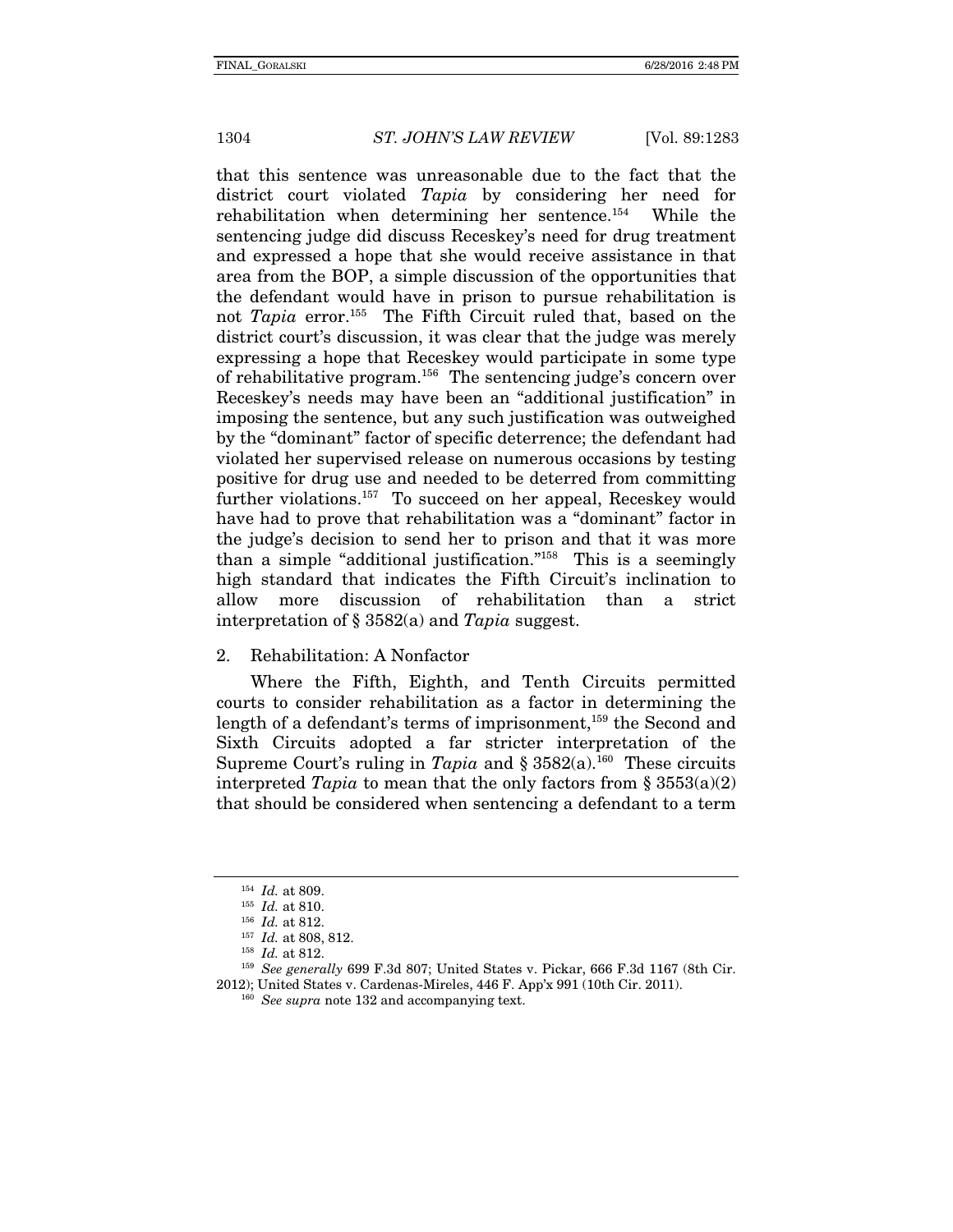that this sentence was unreasonable due to the fact that the district court violated *Tapia* by considering her need for rehabilitation when determining her sentence.[154] While the sentencing judge did discuss Receskey's need for drug treatment and expressed a hope that she would receive assistance in that area from the BOP, a simple discussion of the opportunities that the defendant would have in prison to pursue rehabilitation is not *Tapia* error.[155] The Fifth Circuit ruled that, based on the district court's discussion, it was clear that the judge was merely expressing a hope that Receskey would participate in some type of rehabilitative program.[156] The sentencing judge's concern over Receskey's needs may have been an "additional justification" in imposing the sentence, but any such justification was outweighed by the "dominant" factor of specific deterrence; the defendant had violated her supervised release on numerous occasions by testing positive for drug use and needed to be deterred from committing further violations.[157] To succeed on her appeal, Receskey would have had to prove that rehabilitation was a "dominant" factor in the judge's decision to send her to prison and that it was more than a simple "additional justification."[158] This is a seemingly high standard that indicates the Fifth Circuit's inclination to allow more discussion of rehabilitation than a strict interpretation of § 3582(a) and *Tapia* suggest.

### 2. Rehabilitation: A Nonfactor

Where the Fifth, Eighth, and Tenth Circuits permitted courts to consider rehabilitation as a factor in determining the length of a defendant's terms of imprisonment,[159] the Second and Sixth Circuits adopted a far stricter interpretation of the Supreme Court's ruling in *Tapia* and § 3582(a).[160] These circuits interpreted *Tapia* to mean that the only factors from § 3553(a)(2) that should be considered when sentencing a defendant to a term

---

[154] *Id.* at 809.

[155] *Id.* at 810.

[156] *Id.* at 812.

[157] *Id.* at 808, 812.

[158] *Id.* at 812.

[159] *See generally* 699 F.3d 807; United States v. Pickar, 666 F.3d 1167 (8th Cir. 2012); United States v. Cardenas-Mireles, 446 F. App'x 991 (10th Cir. 2011).

[160] *See supra* note 132 and accompanying text.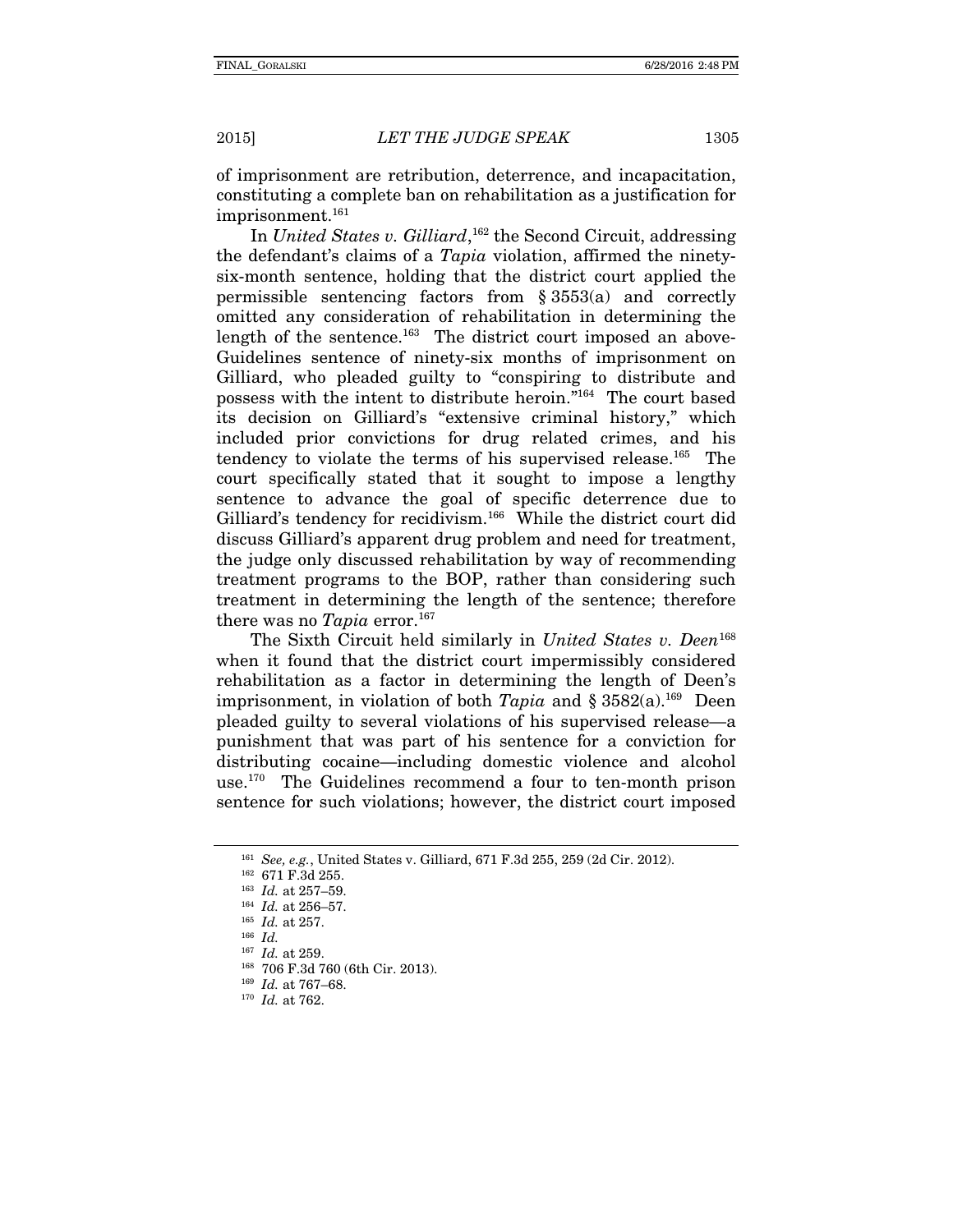of imprisonment are retribution, deterrence, and incapacitation, constituting a complete ban on rehabilitation as a justification for imprisonment.[161]

In *United States v. Gilliard*,[162] the Second Circuit, addressing the defendant's claims of a *Tapia* violation, affirmed the ninety-six-month sentence, holding that the district court applied the permissible sentencing factors from § 3553(a) and correctly omitted any consideration of rehabilitation in determining the length of the sentence.[163] The district court imposed an above-Guidelines sentence of ninety-six months of imprisonment on Gilliard, who pleaded guilty to "conspiring to distribute and possess with the intent to distribute heroin."[164] The court based its decision on Gilliard's "extensive criminal history," which included prior convictions for drug related crimes, and his tendency to violate the terms of his supervised release.[165] The court specifically stated that it sought to impose a lengthy sentence to advance the goal of specific deterrence due to Gilliard's tendency for recidivism.[166] While the district court did discuss Gilliard's apparent drug problem and need for treatment, the judge only discussed rehabilitation by way of recommending treatment programs to the BOP, rather than considering such treatment in determining the length of the sentence; therefore there was no *Tapia* error.[167]

The Sixth Circuit held similarly in *United States v. Deen*[168] when it found that the district court impermissibly considered rehabilitation as a factor in determining the length of Deen's imprisonment, in violation of both *Tapia* and § 3582(a).[169] Deen pleaded guilty to several violations of his supervised release—a punishment that was part of his sentence for a conviction for distributing cocaine—including domestic violence and alcohol use.[170] The Guidelines recommend a four to ten-month prison sentence for such violations; however, the district court imposed

---

[161] *See, e.g.*, United States v. Gilliard, 671 F.3d 255, 259 (2d Cir. 2012).

[162] 671 F.3d 255.

[163] *Id.* at 257–59.

[164] *Id.* at 256–57.

[165] *Id.* at 257.

[166] *Id.*

[167] *Id.* at 259.

[168] 706 F.3d 760 (6th Cir. 2013).

[169] *Id.* at 767–68.

[170] *Id.* at 762.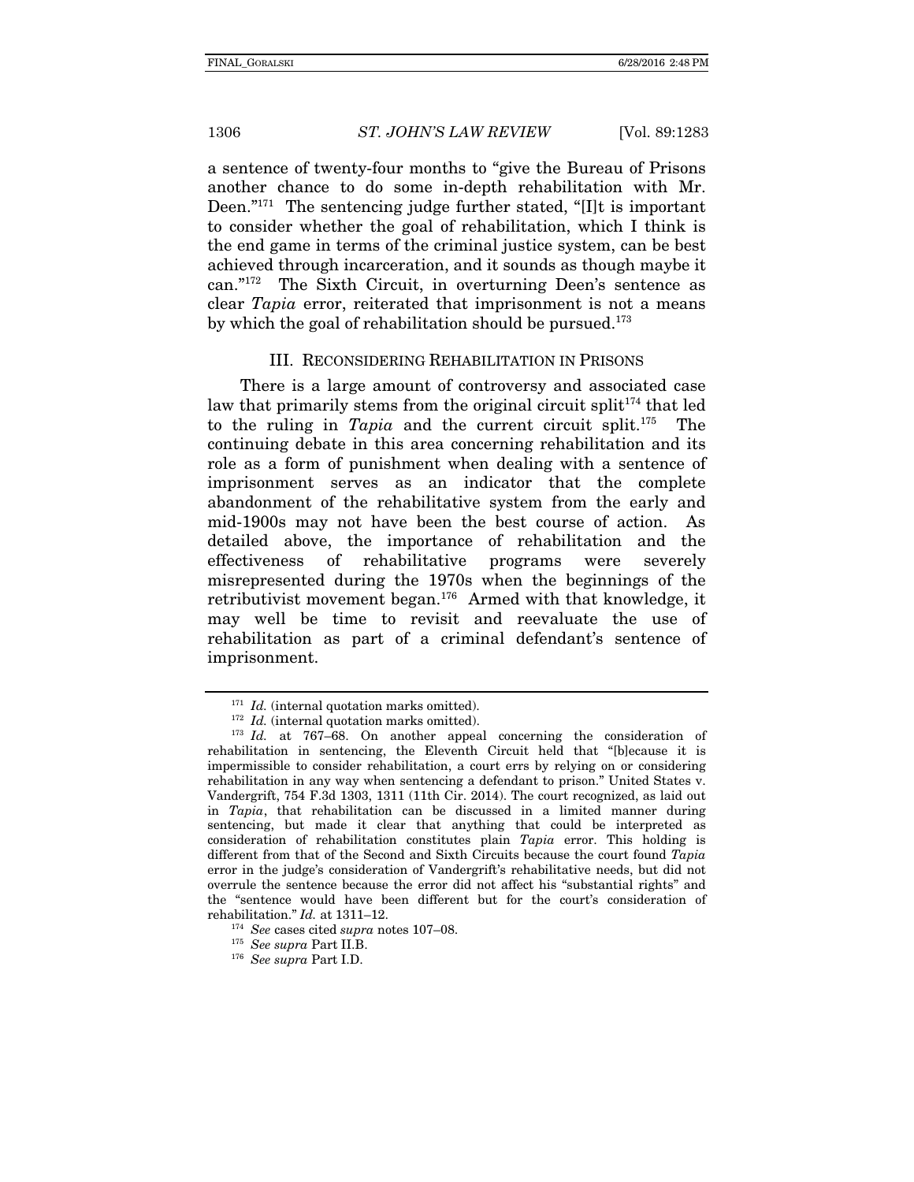a sentence of twenty-four months to "give the Bureau of Prisons another chance to do some in-depth rehabilitation with Mr. Deen."[171] The sentencing judge further stated, "[I]t is important to consider whether the goal of rehabilitation, which I think is the end game in terms of the criminal justice system, can be best achieved through incarceration, and it sounds as though maybe it can."[172] The Sixth Circuit, in overturning Deen's sentence as clear *Tapia* error, reiterated that imprisonment is not a means by which the goal of rehabilitation should be pursued.[173]

### III. RECONSIDERING REHABILITATION IN PRISONS

There is a large amount of controversy and associated case law that primarily stems from the original circuit split[174] that led to the ruling in *Tapia* and the current circuit split.[175] The continuing debate in this area concerning rehabilitation and its role as a form of punishment when dealing with a sentence of imprisonment serves as an indicator that the complete abandonment of the rehabilitative system from the early and mid-1900s may not have been the best course of action. As detailed above, the importance of rehabilitation and the effectiveness of rehabilitative programs were severely misrepresented during the 1970s when the beginnings of the retributivist movement began.[176] Armed with that knowledge, it may well be time to revisit and reevaluate the use of rehabilitation as part of a criminal defendant's sentence of imprisonment.

---

[171] *Id.* (internal quotation marks omitted).

[172] *Id.* (internal quotation marks omitted).

[173] *Id.* at 767–68. On another appeal concerning the consideration of rehabilitation in sentencing, the Eleventh Circuit held that "[b]ecause it is impermissible to consider rehabilitation, a court errs by relying on or considering rehabilitation in any way when sentencing a defendant to prison." United States v. Vandergrift, 754 F.3d 1303, 1311 (11th Cir. 2014). The court recognized, as laid out in *Tapia*, that rehabilitation can be discussed in a limited manner during sentencing, but made it clear that anything that could be interpreted as consideration of rehabilitation constitutes plain *Tapia* error. This holding is different from that of the Second and Sixth Circuits because the court found *Tapia* error in the judge's consideration of Vandergrift's rehabilitative needs, but did not overrule the sentence because the error did not affect his "substantial rights" and the "sentence would have been different but for the court's consideration of rehabilitation." *Id.* at 1311–12.

[174] *See* cases cited *supra* notes 107–08.

[175] *See supra* Part II.B.

[176] *See supra* Part I.D.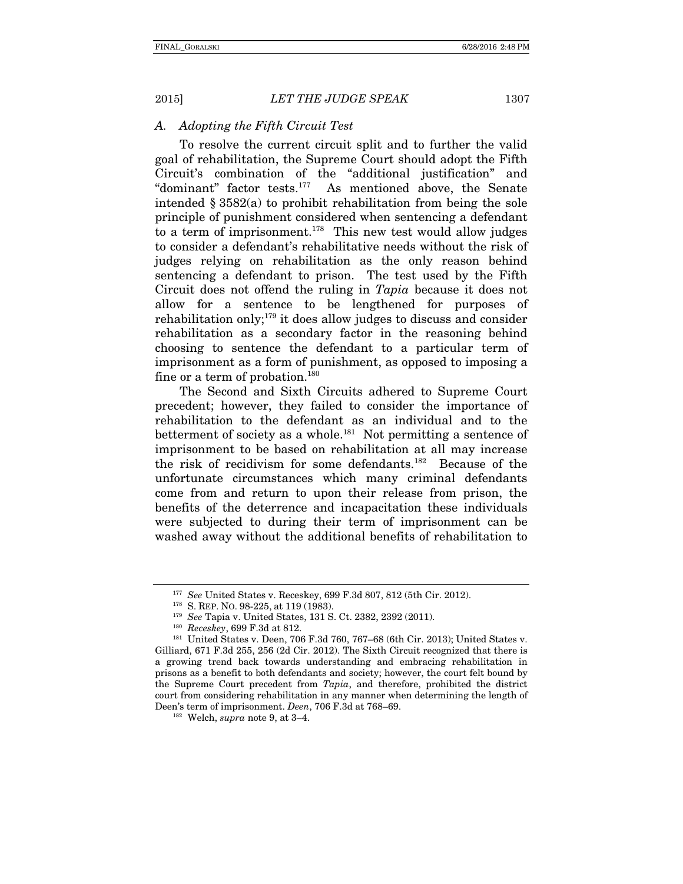### A. *Adopting the Fifth Circuit Test*

To resolve the current circuit split and to further the valid goal of rehabilitation, the Supreme Court should adopt the Fifth Circuit's combination of the "additional justification" and "dominant" factor tests.[177] As mentioned above, the Senate intended § 3582(a) to prohibit rehabilitation from being the sole principle of punishment considered when sentencing a defendant to a term of imprisonment.[178] This new test would allow judges to consider a defendant's rehabilitative needs without the risk of judges relying on rehabilitation as the only reason behind sentencing a defendant to prison. The test used by the Fifth Circuit does not offend the ruling in *Tapia* because it does not allow for a sentence to be lengthened for purposes of rehabilitation only;[179] it does allow judges to discuss and consider rehabilitation as a secondary factor in the reasoning behind choosing to sentence the defendant to a particular term of imprisonment as a form of punishment, as opposed to imposing a fine or a term of probation.[180]

The Second and Sixth Circuits adhered to Supreme Court precedent; however, they failed to consider the importance of rehabilitation to the defendant as an individual and to the betterment of society as a whole.[181] Not permitting a sentence of imprisonment to be based on rehabilitation at all may increase the risk of recidivism for some defendants.[182] Because of the unfortunate circumstances which many criminal defendants come from and return to upon their release from prison, the benefits of the deterrence and incapacitation these individuals were subjected to during their term of imprisonment can be washed away without the additional benefits of rehabilitation to

---

[177] *See* United States v. Receskey, 699 F.3d 807, 812 (5th Cir. 2012).

[178] S. REP. NO. 98-225, at 119 (1983).

[179] *See* Tapia v. United States, 131 S. Ct. 2382, 2392 (2011).

[180] *Receskey*, 699 F.3d at 812.

[181] United States v. Deen, 706 F.3d 760, 767–68 (6th Cir. 2013); United States v. Gilliard, 671 F.3d 255, 256 (2d Cir. 2012). The Sixth Circuit recognized that there is a growing trend back towards understanding and embracing rehabilitation in prisons as a benefit to both defendants and society; however, the court felt bound by the Supreme Court precedent from *Tapia*, and therefore, prohibited the district court from considering rehabilitation in any manner when determining the length of Deen's term of imprisonment. *Deen*, 706 F.3d at 768–69.

[182] Welch, *supra* note 9, at 3–4.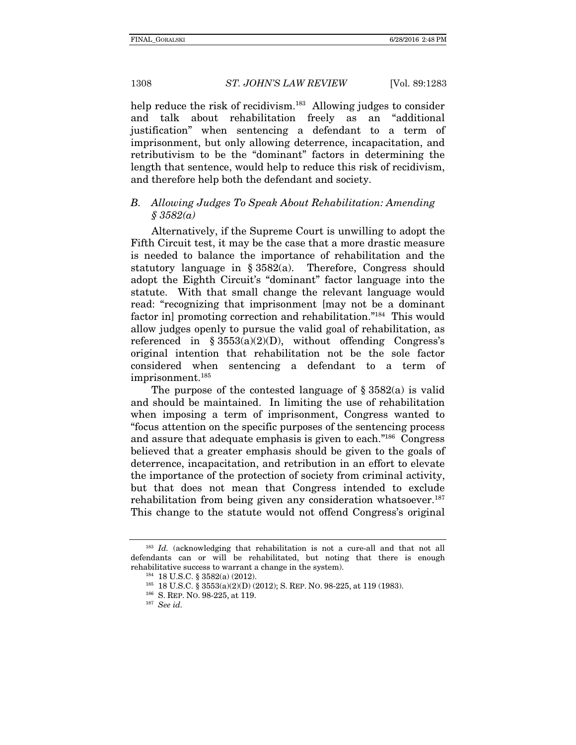help reduce the risk of recidivism.[183] Allowing judges to consider and talk about rehabilitation freely as an "additional justification" when sentencing a defendant to a term of imprisonment, but only allowing deterrence, incapacitation, and retributivism to be the "dominant" factors in determining the length that sentence, would help to reduce this risk of recidivism, and therefore help both the defendant and society.

### *B. Allowing Judges To Speak About Rehabilitation: Amending § 3582(a)*

Alternatively, if the Supreme Court is unwilling to adopt the Fifth Circuit test, it may be the case that a more drastic measure is needed to balance the importance of rehabilitation and the statutory language in § 3582(a). Therefore, Congress should adopt the Eighth Circuit's "dominant" factor language into the statute. With that small change the relevant language would read: "recognizing that imprisonment [may not be a dominant factor in] promoting correction and rehabilitation."[184] This would allow judges openly to pursue the valid goal of rehabilitation, as referenced in § 3553(a)(2)(D), without offending Congress's original intention that rehabilitation not be the sole factor considered when sentencing a defendant to a term of imprisonment.[185]

The purpose of the contested language of § 3582(a) is valid and should be maintained. In limiting the use of rehabilitation when imposing a term of imprisonment, Congress wanted to "focus attention on the specific purposes of the sentencing process and assure that adequate emphasis is given to each."[186] Congress believed that a greater emphasis should be given to the goals of deterrence, incapacitation, and retribution in an effort to elevate the importance of the protection of society from criminal activity, but that does not mean that Congress intended to exclude rehabilitation from being given any consideration whatsoever.[187] This change to the statute would not offend Congress's original

---

[183] *Id.* (acknowledging that rehabilitation is not a cure-all and that not all defendants can or will be rehabilitated, but noting that there is enough rehabilitative success to warrant a change in the system).

[184] 18 U.S.C. § 3582(a) (2012).

[185] 18 U.S.C. § 3553(a)(2)(D) (2012); S. REP. NO. 98-225, at 119 (1983).

[186] S. REP. NO. 98-225, at 119.

[187] *See id.*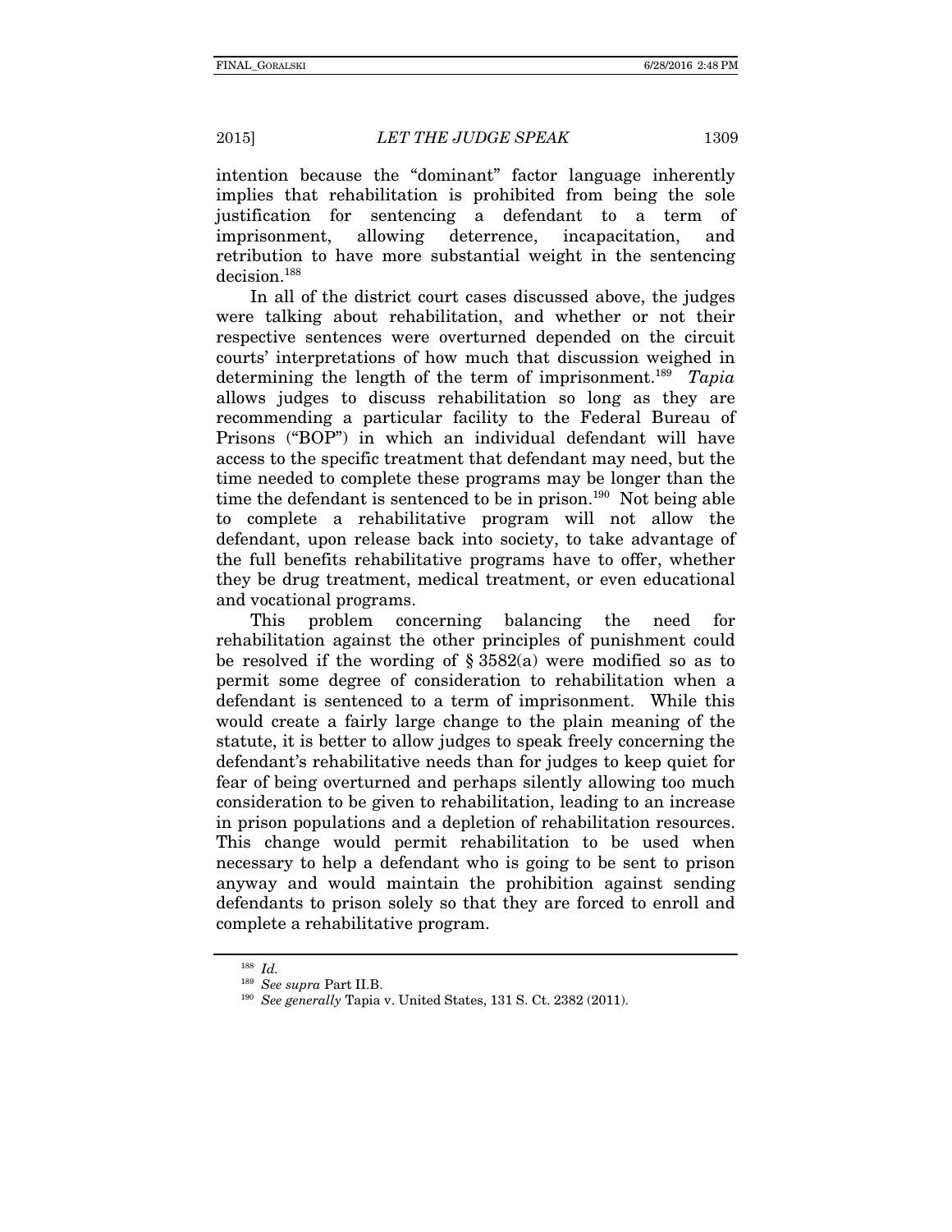intention because the "dominant" factor language inherently implies that rehabilitation is prohibited from being the sole justification for sentencing a defendant to a term of imprisonment, allowing deterrence, incapacitation, and retribution to have more substantial weight in the sentencing decision.[188]

In all of the district court cases discussed above, the judges were talking about rehabilitation, and whether or not their respective sentences were overturned depended on the circuit courts' interpretations of how much that discussion weighed in determining the length of the term of imprisonment.[189] *Tapia* allows judges to discuss rehabilitation so long as they are recommending a particular facility to the Federal Bureau of Prisons ("BOP") in which an individual defendant will have access to the specific treatment that defendant may need, but the time needed to complete these programs may be longer than the time the defendant is sentenced to be in prison.[190] Not being able to complete a rehabilitative program will not allow the defendant, upon release back into society, to take advantage of the full benefits rehabilitative programs have to offer, whether they be drug treatment, medical treatment, or even educational and vocational programs.

This problem concerning balancing the need for rehabilitation against the other principles of punishment could be resolved if the wording of § 3582(a) were modified so as to permit some degree of consideration to rehabilitation when a defendant is sentenced to a term of imprisonment. While this would create a fairly large change to the plain meaning of the statute, it is better to allow judges to speak freely concerning the defendant's rehabilitative needs than for judges to keep quiet for fear of being overturned and perhaps silently allowing too much consideration to be given to rehabilitation, leading to an increase in prison populations and a depletion of rehabilitation resources. This change would permit rehabilitation to be used when necessary to help a defendant who is going to be sent to prison anyway and would maintain the prohibition against sending defendants to prison solely so that they are forced to enroll and complete a rehabilitative program.

---

[188] *Id.*

[189] *See supra* Part II.B.

[190] *See generally* Tapia v. United States, 131 S. Ct. 2382 (2011).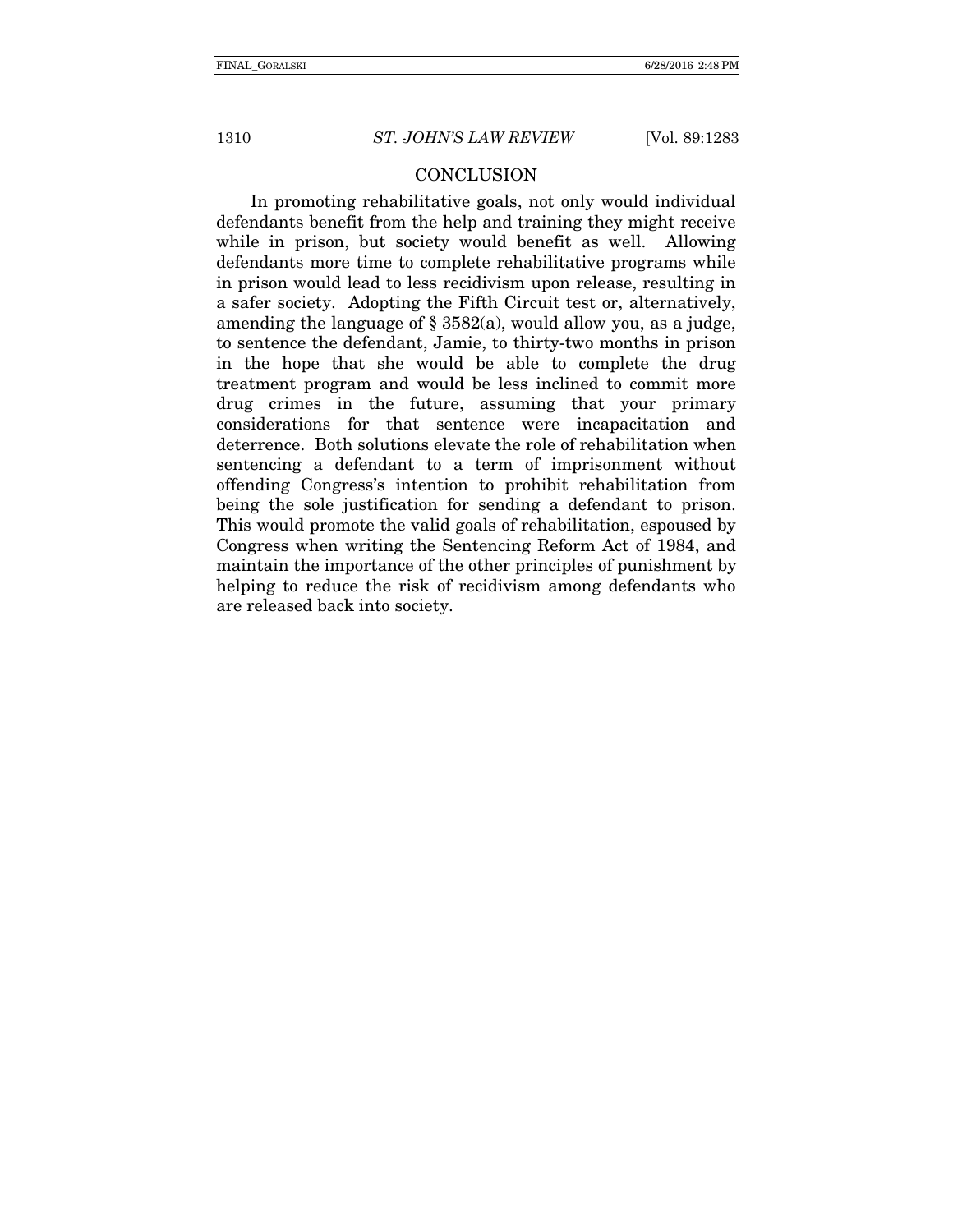## CONCLUSION

In promoting rehabilitative goals, not only would individual defendants benefit from the help and training they might receive while in prison, but society would benefit as well. Allowing defendants more time to complete rehabilitative programs while in prison would lead to less recidivism upon release, resulting in a safer society. Adopting the Fifth Circuit test or, alternatively, amending the language of § 3582(a), would allow you, as a judge, to sentence the defendant, Jamie, to thirty-two months in prison in the hope that she would be able to complete the drug treatment program and would be less inclined to commit more drug crimes in the future, assuming that your primary considerations for that sentence were incapacitation and deterrence. Both solutions elevate the role of rehabilitation when sentencing a defendant to a term of imprisonment without offending Congress's intention to prohibit rehabilitation from being the sole justification for sending a defendant to prison. This would promote the valid goals of rehabilitation, espoused by Congress when writing the Sentencing Reform Act of 1984, and maintain the importance of the other principles of punishment by helping to reduce the risk of recidivism among defendants who are released back into society.